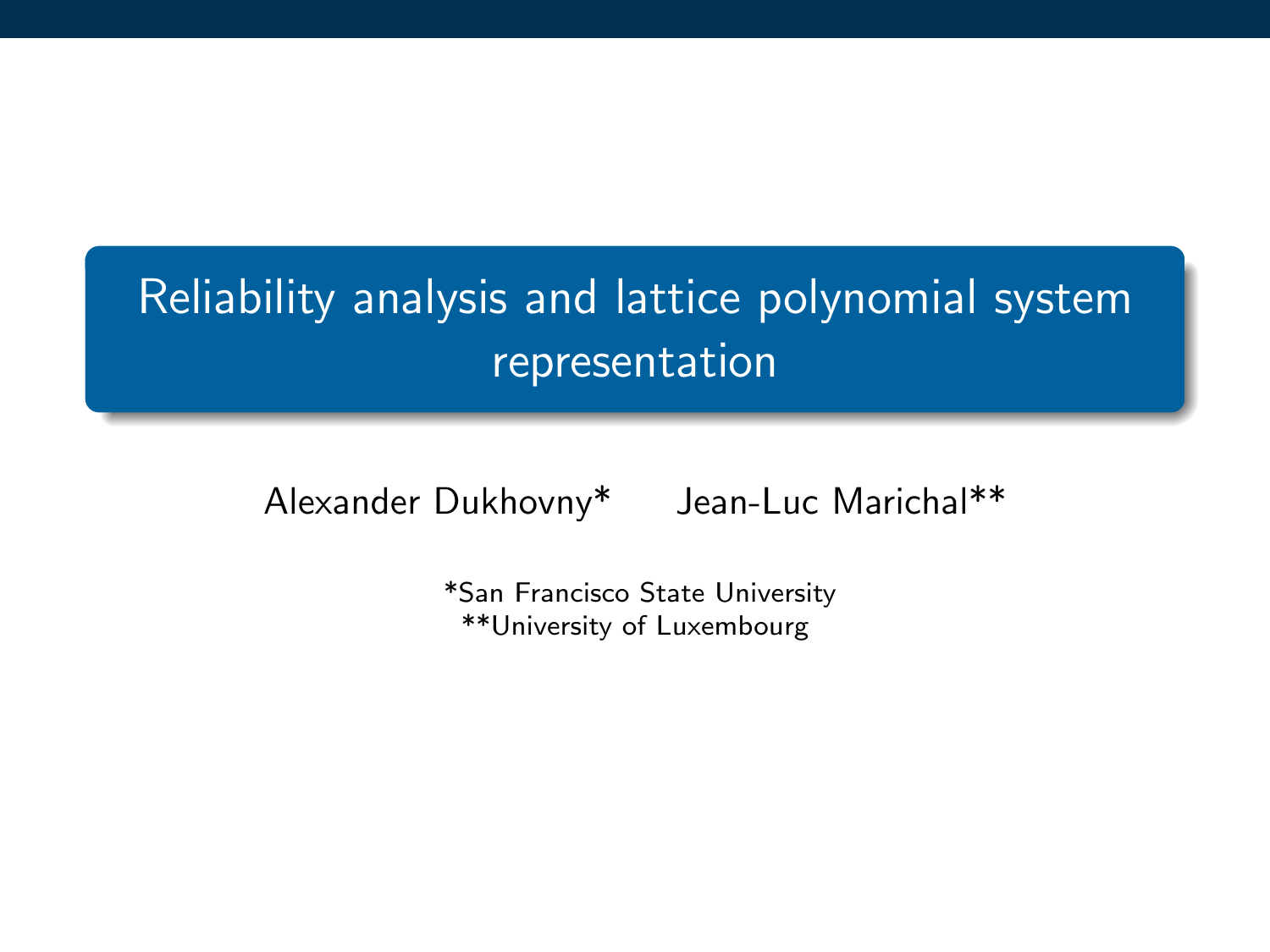# Reliability analysis and lattice polynomial system representation

Alexander Dukhovny* Jean-Luc Marichal**

*San Francisco State University
**University of Luxembourg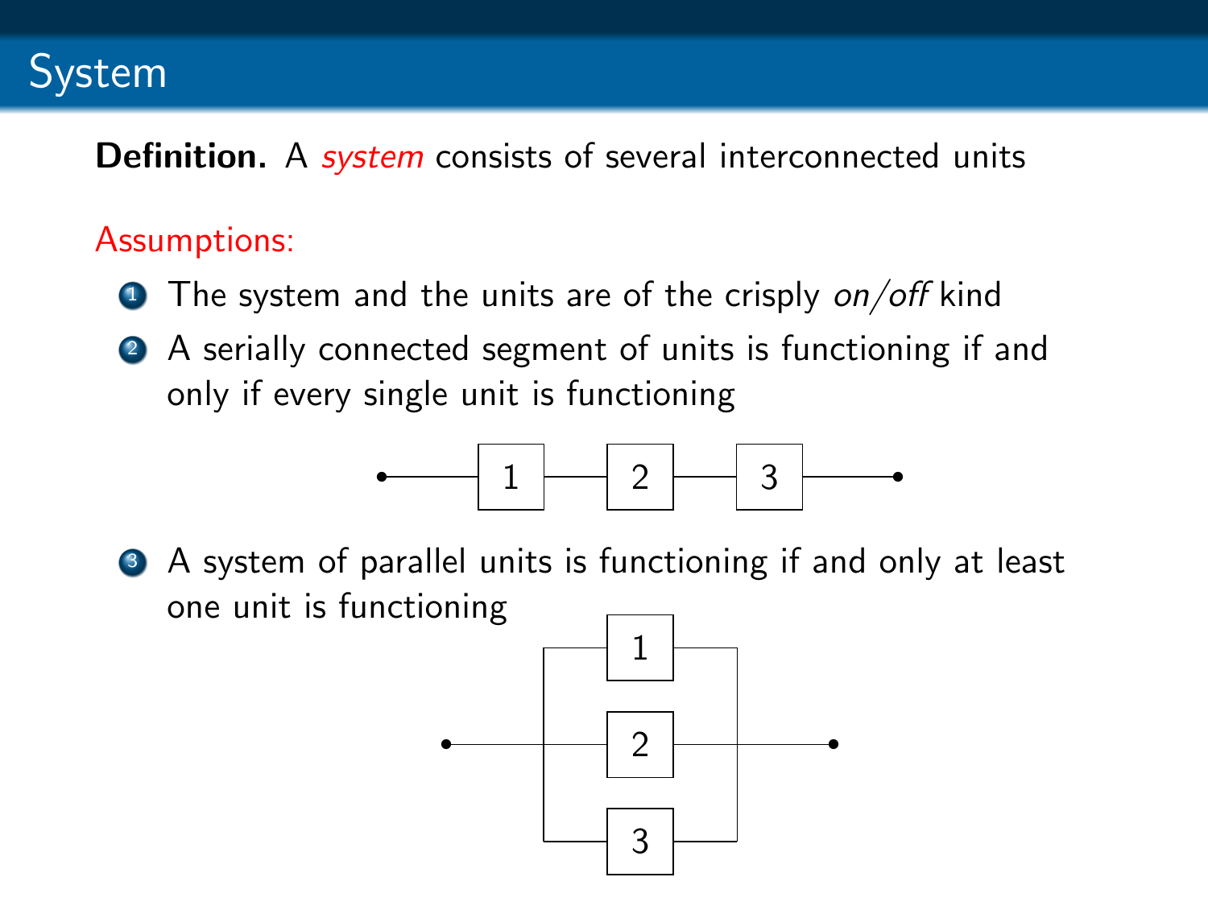# System

**Definition.** A *system* consists of several interconnected units

Assumptions:

1. The system and the units are of the crisply *on/off* kind
2. A serially connected segment of units is functioning if and only if every single unit is functioning
3. A system of parallel units is functioning if and only at least one unit is functioning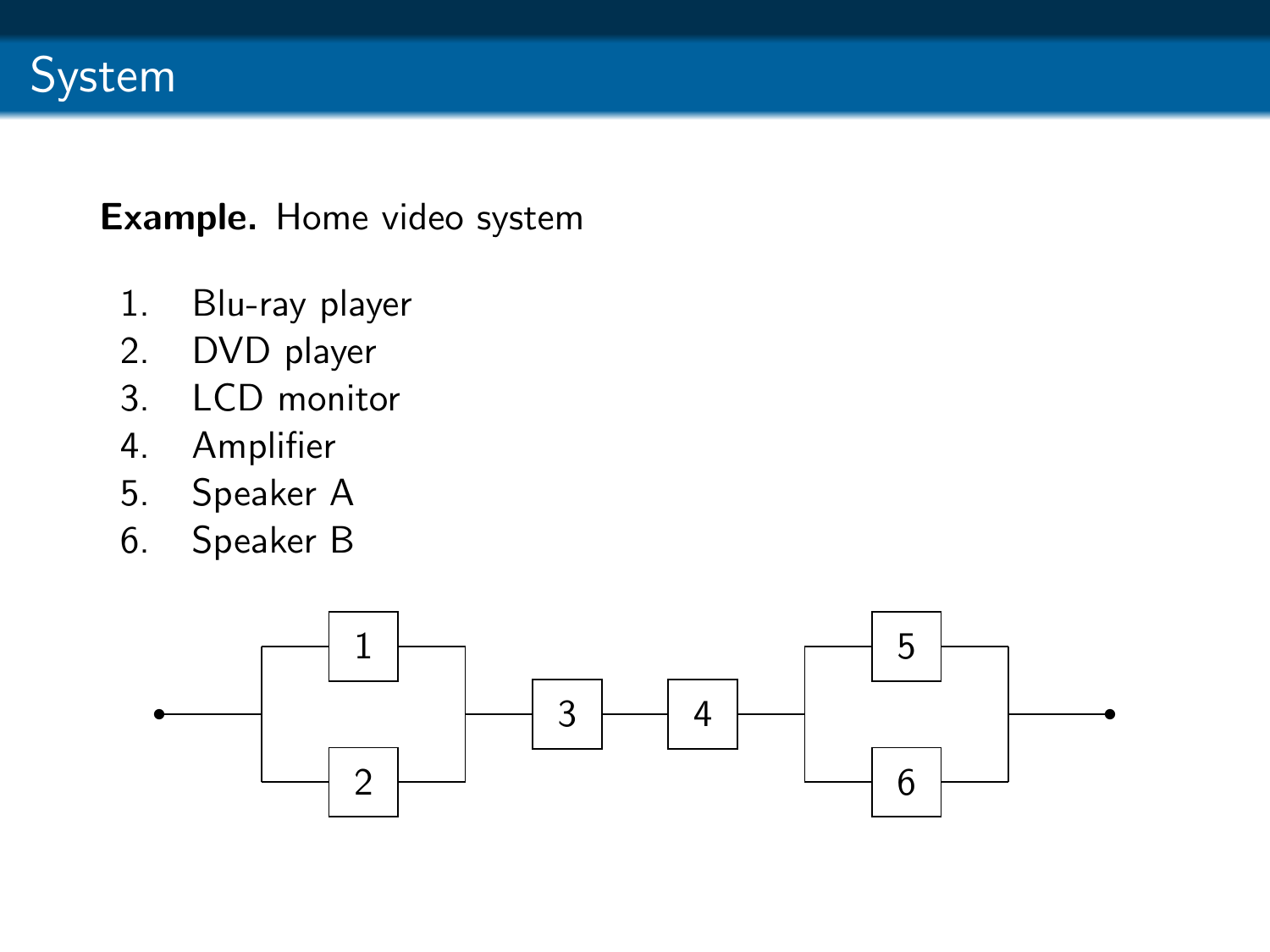# System

**Example.** Home video system

1. Blu-ray player
2. DVD player
3. LCD monitor
4. Amplifier
5. Speaker A
6. Speaker B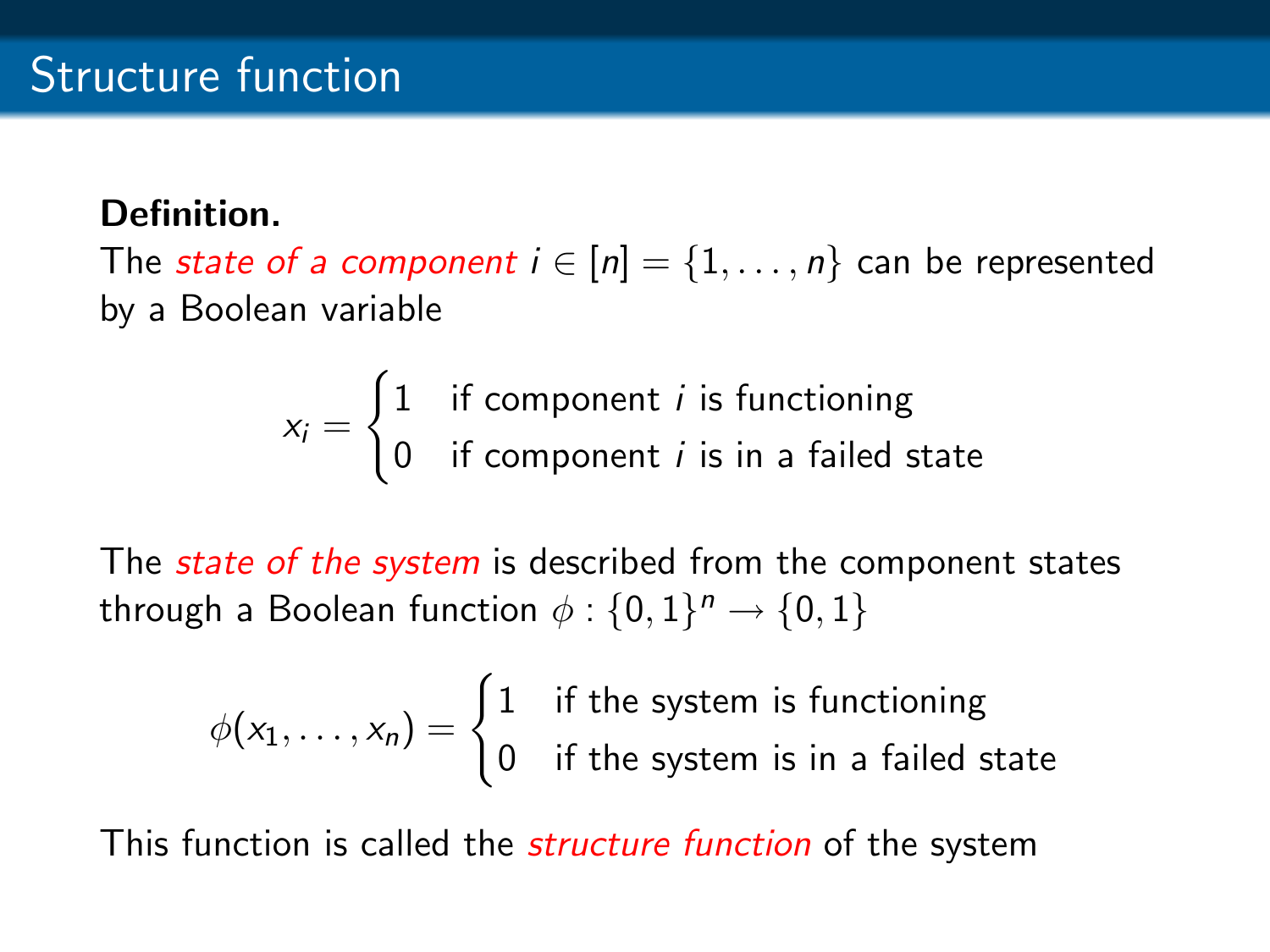# Structure function

**Definition.**
The *state of a component* $i \in [n] = \{1, \ldots, n\}$ can be represented by a Boolean variable

$$x_i = \begin{cases} 1 & \text{if component } i \text{ is functioning} \\ 0 & \text{if component } i \text{ is in a failed state} \end{cases}$$

The *state of the system* is described from the component states through a Boolean function $\phi : \{0,1\}^n \to \{0,1\}$

$$\phi(x_1, \ldots, x_n) = \begin{cases} 1 & \text{if the system is functioning} \\ 0 & \text{if the system is in a failed state} \end{cases}$$

This function is called the *structure function* of the system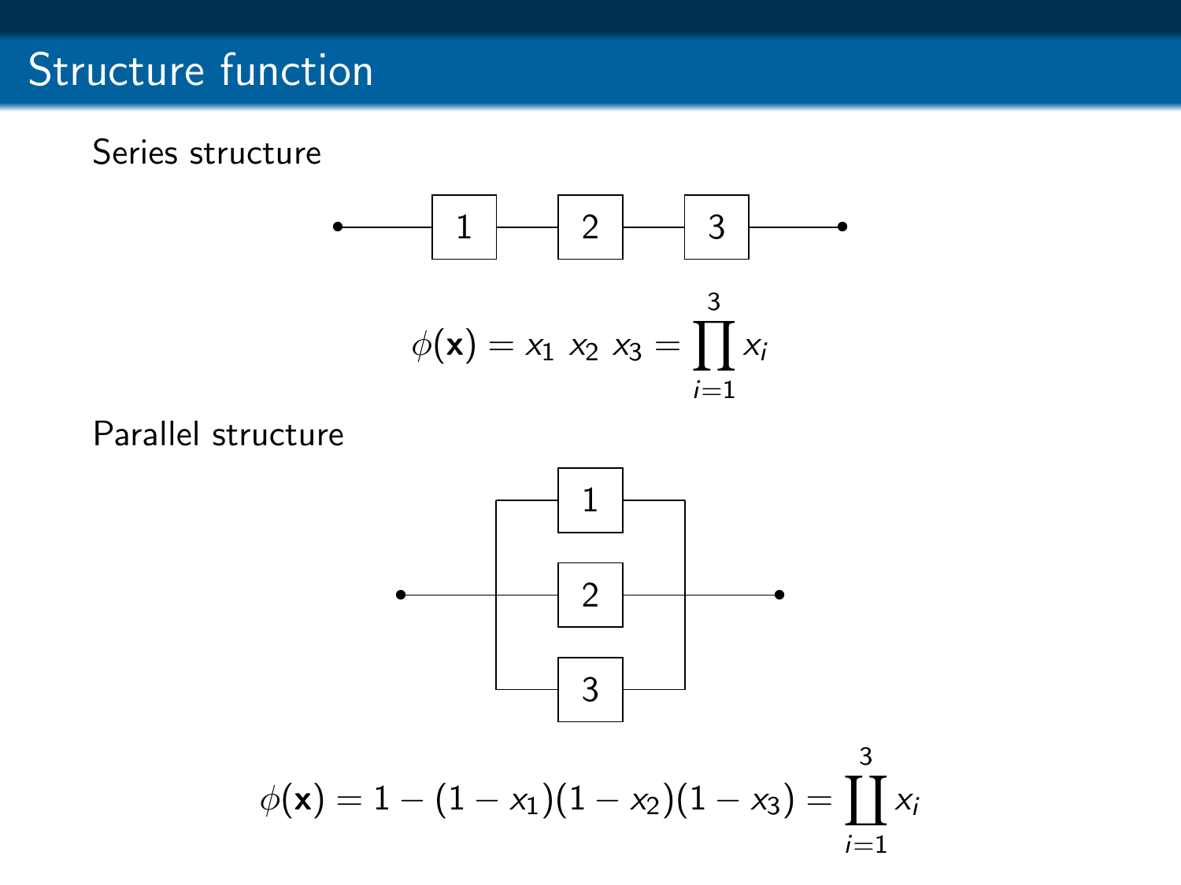# Structure function

Series structure

$$\phi(\mathbf{x}) = x_1 \ x_2 \ x_3 = \prod_{i=1}^{3} x_i$$

Parallel structure

$$\phi(\mathbf{x}) = 1 - (1 - x_1)(1 - x_2)(1 - x_3) = \coprod_{i=1}^{3} x_i$$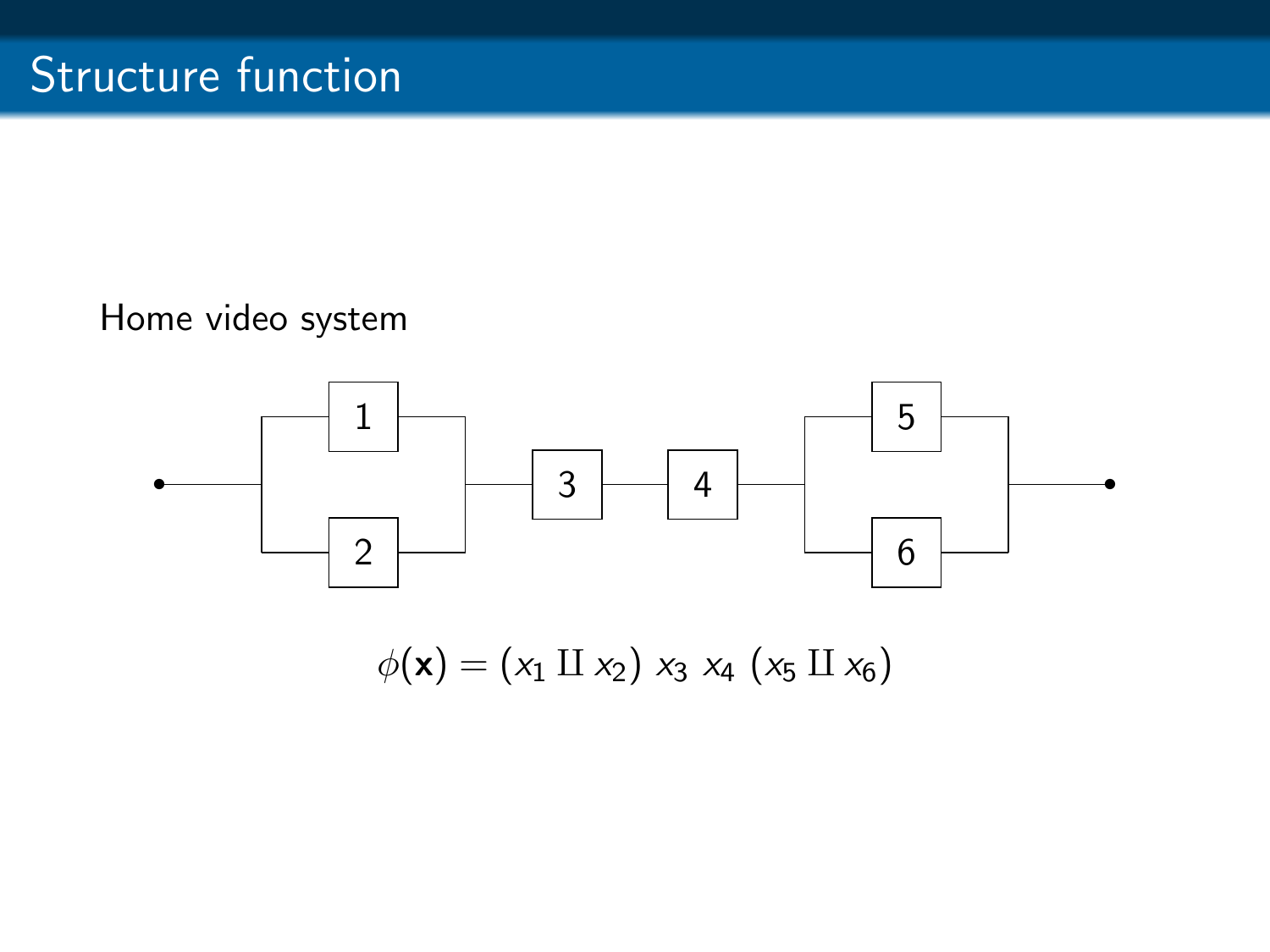# Structure function

Home video system

$$\phi(\mathbf{x}) = (x_1 \amalg x_2)\; x_3\; x_4\; (x_5 \amalg x_6)$$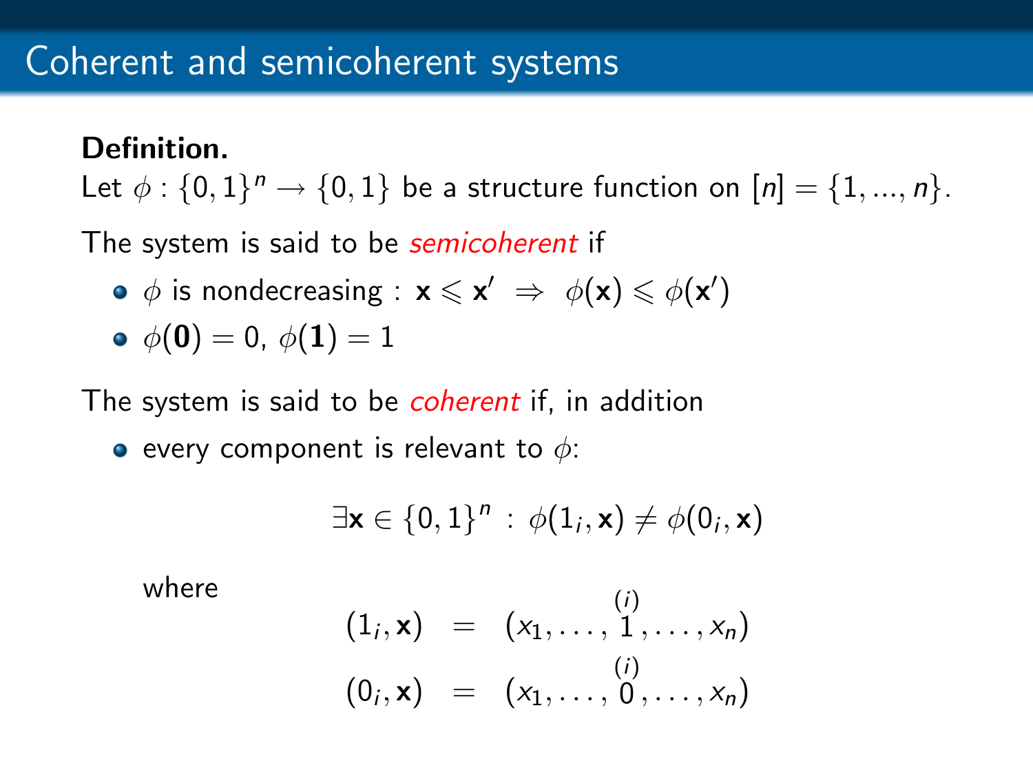# Coherent and semicoherent systems

**Definition.**

Let $\phi : \{0,1\}^n \to \{0,1\}$ be a structure function on $[n] = \{1, ..., n\}$.

The system is said to be *semicoherent* if

- $\phi$ is nondecreasing : $\mathbf{x} \leqslant \mathbf{x}' \;\Rightarrow\; \phi(\mathbf{x}) \leqslant \phi(\mathbf{x}')$
- $\phi(\mathbf{0}) = 0$, $\phi(\mathbf{1}) = 1$

The system is said to be *coherent* if, in addition

- every component is relevant to $\phi$:

$$\exists \mathbf{x} \in \{0,1\}^n \,:\, \phi(1_i, \mathbf{x}) \neq \phi(0_i, \mathbf{x})$$

where

$$\begin{aligned}
(1_i, \mathbf{x}) &= (x_1, \ldots, \overset{(i)}{1}, \ldots, x_n) \\
(0_i, \mathbf{x}) &= (x_1, \ldots, \overset{(i)}{0}, \ldots, x_n)
\end{aligned}$$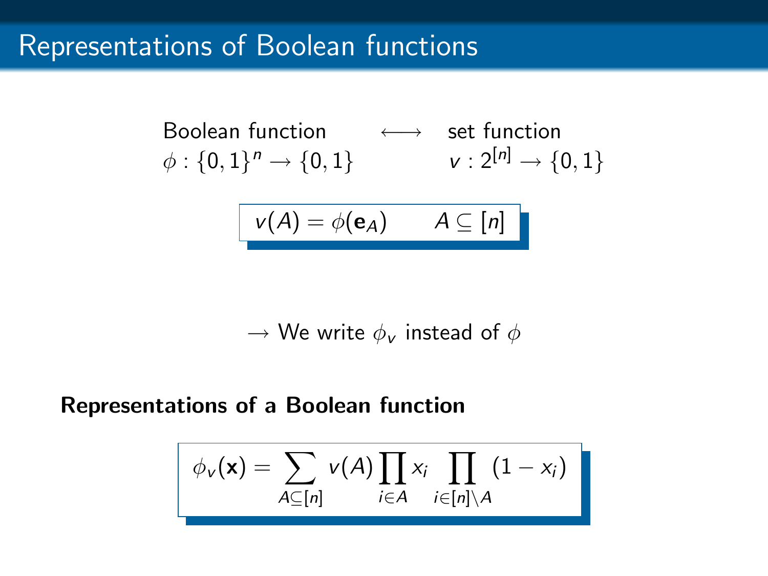# Representations of Boolean functions

Boolean function $\longleftrightarrow$ set function

$\phi : \{0,1\}^n \to \{0,1\}$ $\quad$ $v : 2^{[n]} \to \{0,1\}$

$$v(A) = \phi(\mathbf{e}_A) \qquad A \subseteq [n]$$

$\to$ We write $\phi_v$ instead of $\phi$

**Representations of a Boolean function**

$$\phi_v(\mathbf{x}) = \sum_{A \subseteq [n]} v(A) \prod_{i \in A} x_i \prod_{i \in [n] \setminus A} (1 - x_i)$$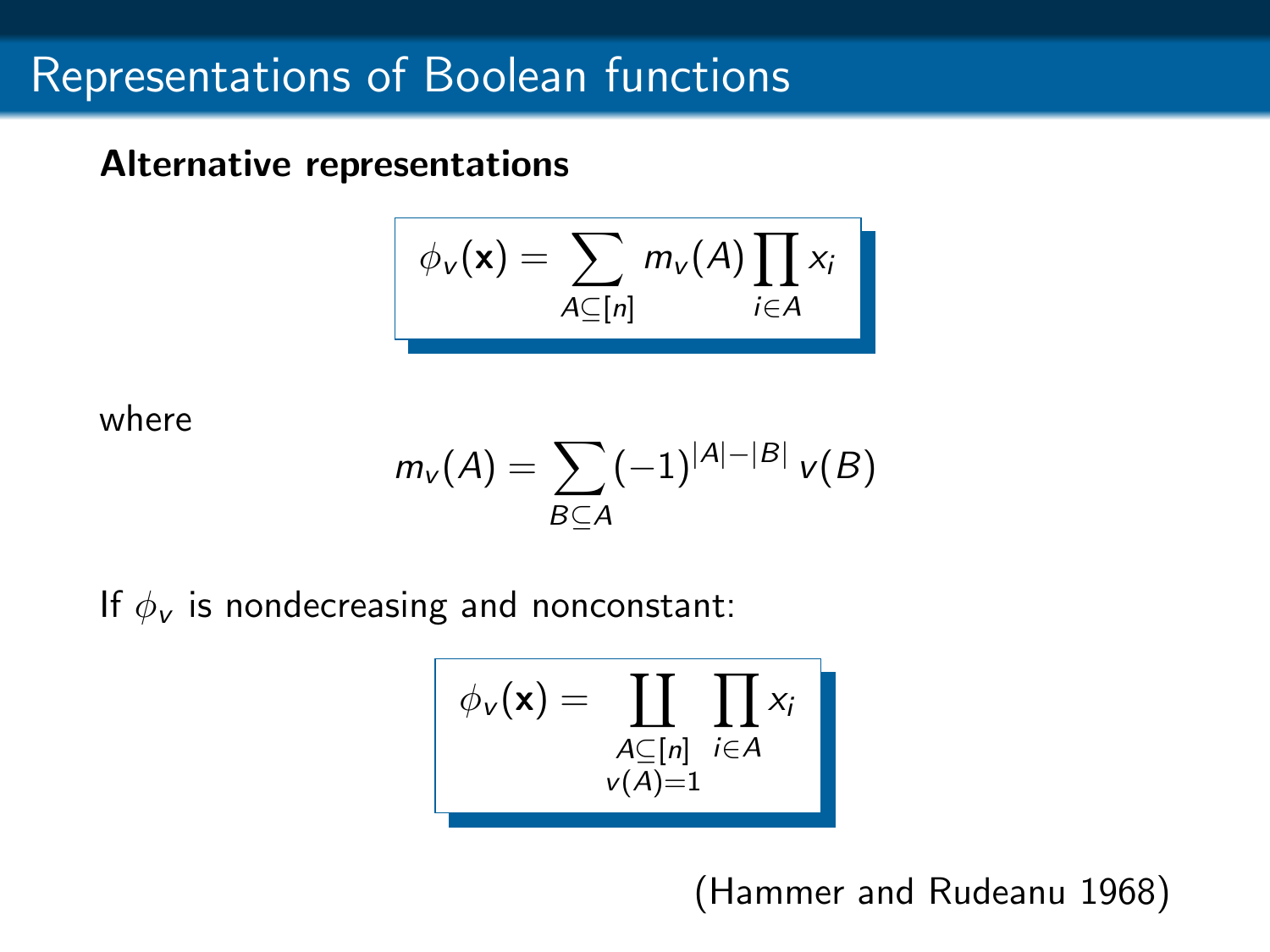# Representations of Boolean functions

**Alternative representations**

$$\phi_v(\mathbf{x}) = \sum_{A \subseteq [n]} m_v(A) \prod_{i \in A} x_i$$

where

$$m_v(A) = \sum_{B \subseteq A} (-1)^{|A|-|B|}\, v(B)$$

If $\phi_v$ is nondecreasing and nonconstant:

$$\phi_v(\mathbf{x}) = \coprod_{\substack{A \subseteq [n] \\ v(A)=1}} \prod_{i \in A} x_i$$

(Hammer and Rudeanu 1968)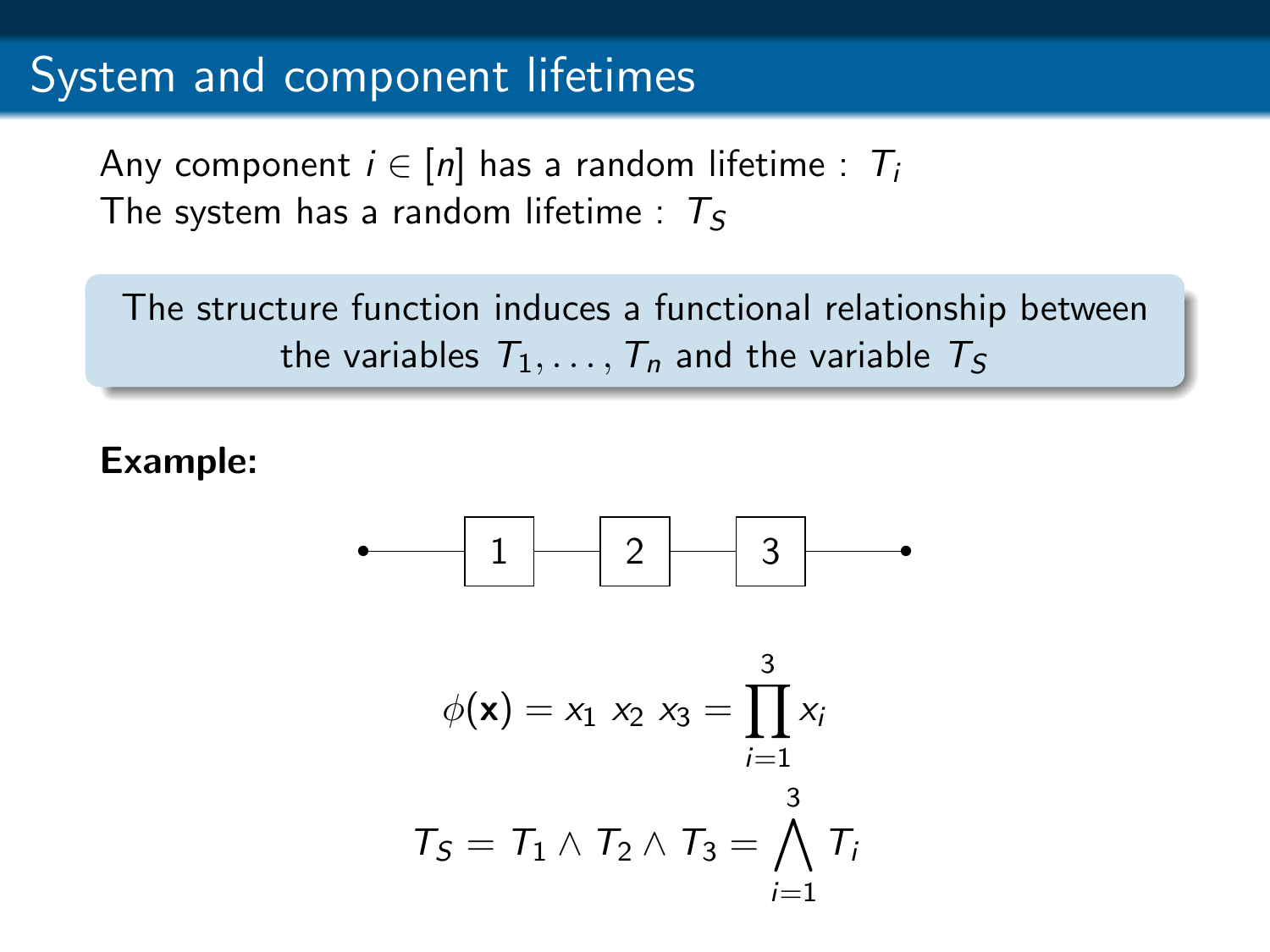# System and component lifetimes

Any component $i \in [n]$ has a random lifetime : $T_i$
The system has a random lifetime : $T_S$

> The structure function induces a functional relationship between the variables $T_1, \ldots, T_n$ and the variable $T_S$

**Example:**

• — [1] — [2] — [3] — •

$$\phi(\mathbf{x}) = x_1 \ x_2 \ x_3 = \prod_{i=1}^{3} x_i$$

$$T_S = T_1 \wedge T_2 \wedge T_3 = \bigwedge_{i=1}^{3} T_i$$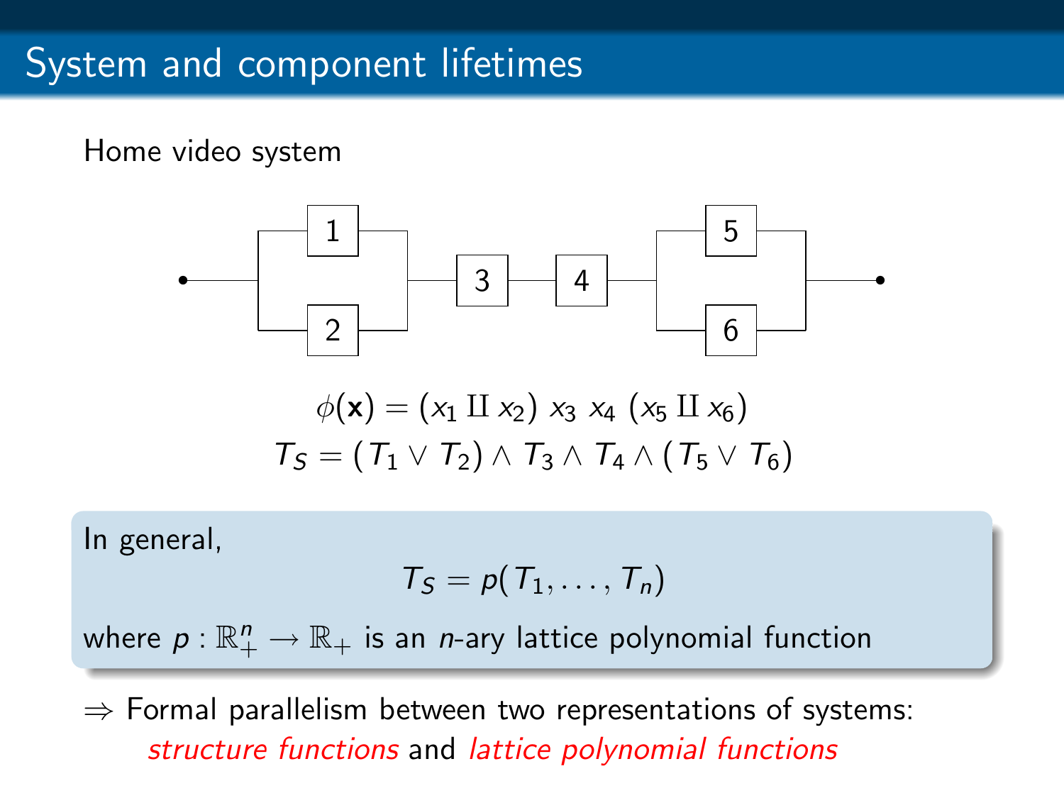# System and component lifetimes

Home video system

$$\phi(\mathbf{x}) = (x_1 \amalg x_2)\; x_3\; x_4\; (x_5 \amalg x_6)$$

$$T_S = (T_1 \vee T_2) \wedge T_3 \wedge T_4 \wedge (T_5 \vee T_6)$$

In general,

$$T_S = p(T_1, \ldots, T_n)$$

where $p : \mathbb{R}_+^n \to \mathbb{R}_+$ is an $n$-ary lattice polynomial function

$\Rightarrow$ Formal parallelism between two representations of systems: *structure functions* and *lattice polynomial functions*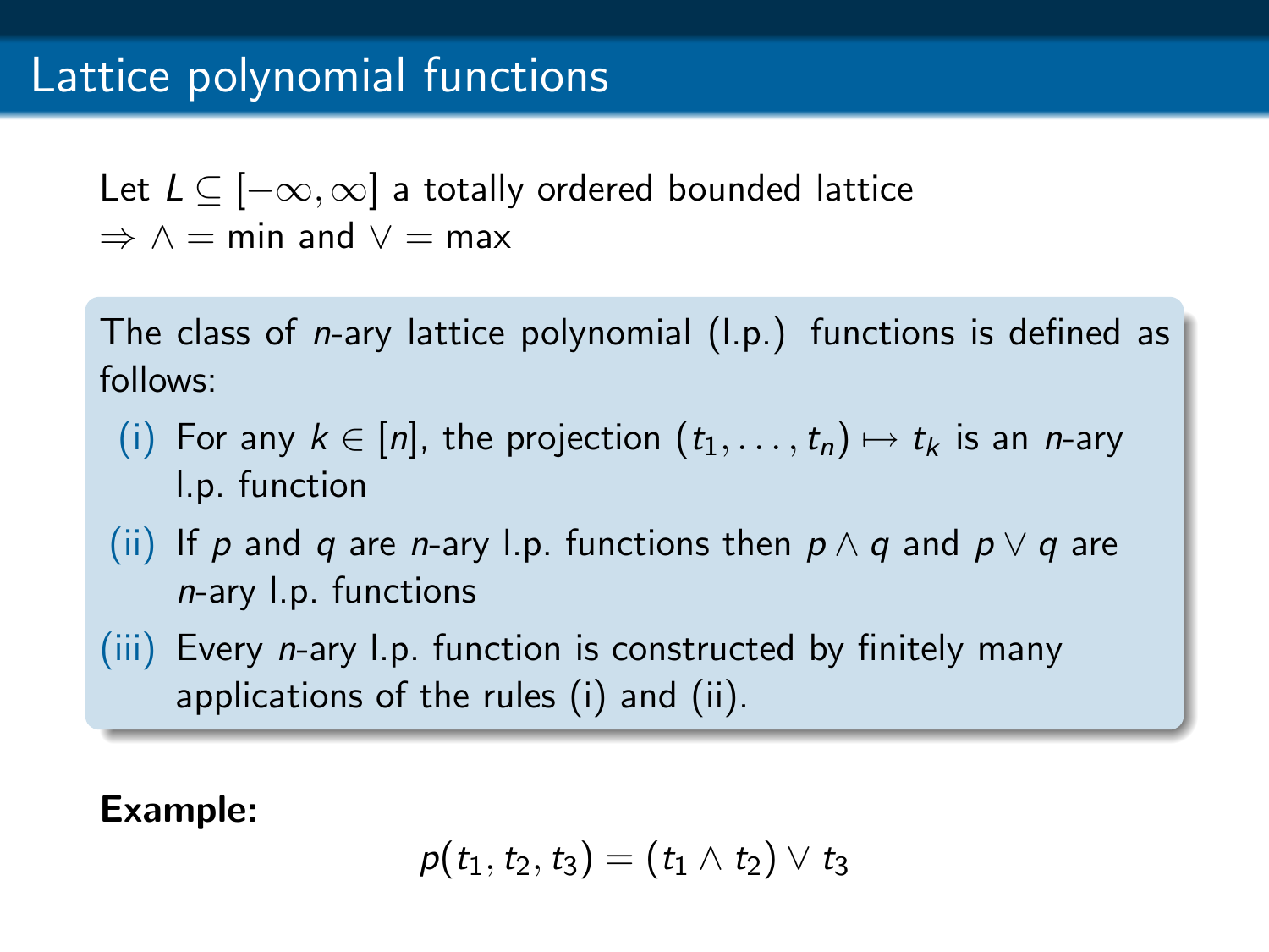# Lattice polynomial functions

Let $L \subseteq [-\infty, \infty]$ a totally ordered bounded lattice
$\Rightarrow \wedge = \min$ and $\vee = \max$

The class of $n$-ary lattice polynomial (l.p.) functions is defined as follows:

(i) For any $k \in [n]$, the projection $(t_1, \ldots, t_n) \mapsto t_k$ is an $n$-ary l.p. function

(ii) If $p$ and $q$ are $n$-ary l.p. functions then $p \wedge q$ and $p \vee q$ are $n$-ary l.p. functions

(iii) Every $n$-ary l.p. function is constructed by finitely many applications of the rules (i) and (ii).

**Example:**

$$p(t_1, t_2, t_3) = (t_1 \wedge t_2) \vee t_3$$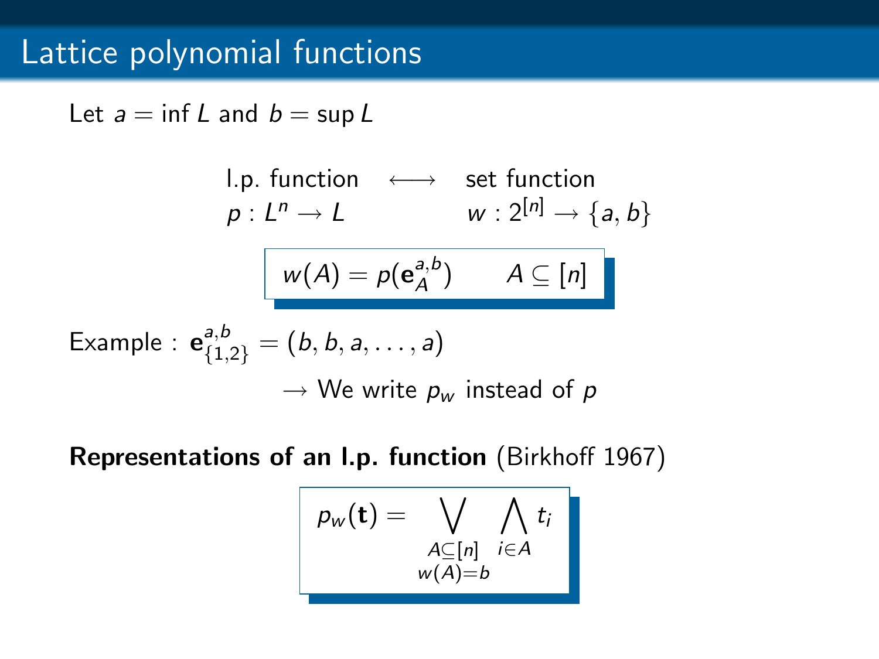# Lattice polynomial functions

Let $a = \inf L$ and $b = \sup L$

$$\begin{array}{ccc} \text{l.p. function} & \longleftrightarrow & \text{set function} \\ p : L^n \to L & & w : 2^{[n]} \to \{a, b\} \end{array}$$

$$w(A) = p(\mathbf{e}_A^{a,b}) \qquad A \subseteq [n]$$

Example : $\mathbf{e}_{\{1,2\}}^{a,b} = (b, b, a, \ldots, a)$

$\rightarrow$ We write $p_w$ instead of $p$

**Representations of an l.p. function** (Birkhoff 1967)

$$p_w(\mathbf{t}) = \bigvee_{\substack{A \subseteq [n] \\ w(A) = b}} \bigwedge_{i \in A} t_i$$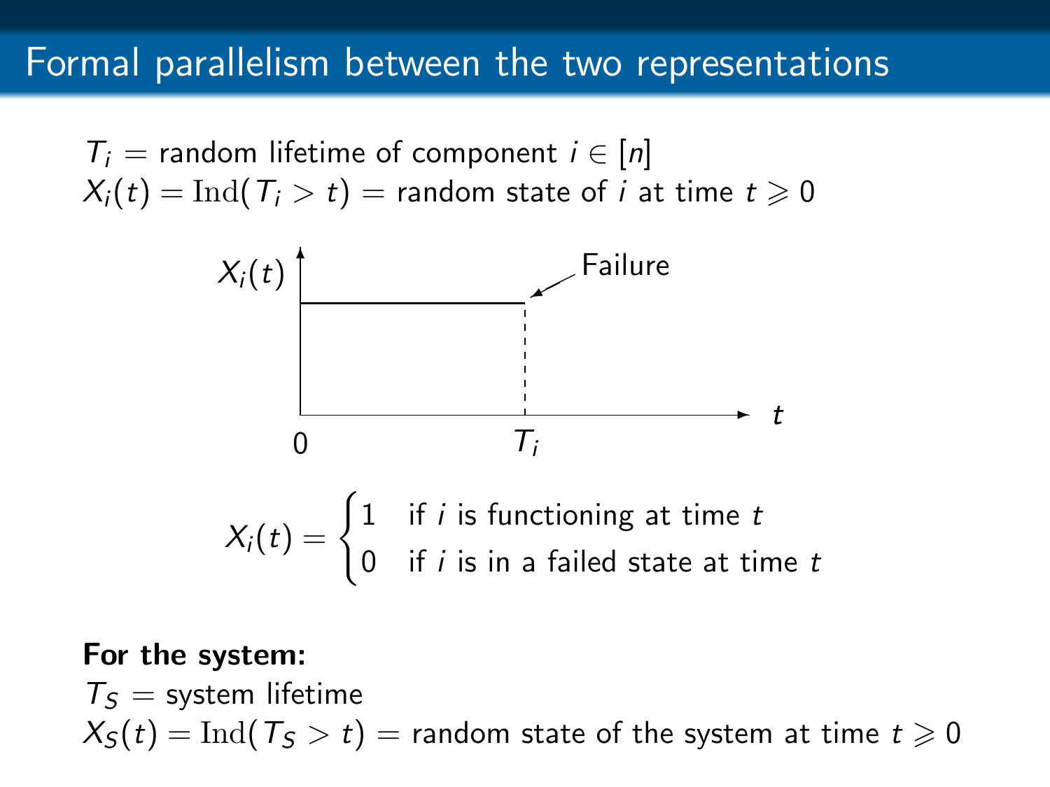# Formal parallelism between the two representations

$T_i$ = random lifetime of component $i \in [n]$
$X_i(t) = \mathrm{Ind}(T_i > t)$ = random state of $i$ at time $t \geqslant 0$

$$X_i(t) = \begin{cases} 1 & \text{if } i \text{ is functioning at time } t \\ 0 & \text{if } i \text{ is in a failed state at time } t \end{cases}$$

**For the system:**
$T_S$ = system lifetime
$X_S(t) = \mathrm{Ind}(T_S > t)$ = random state of the system at time $t \geqslant 0$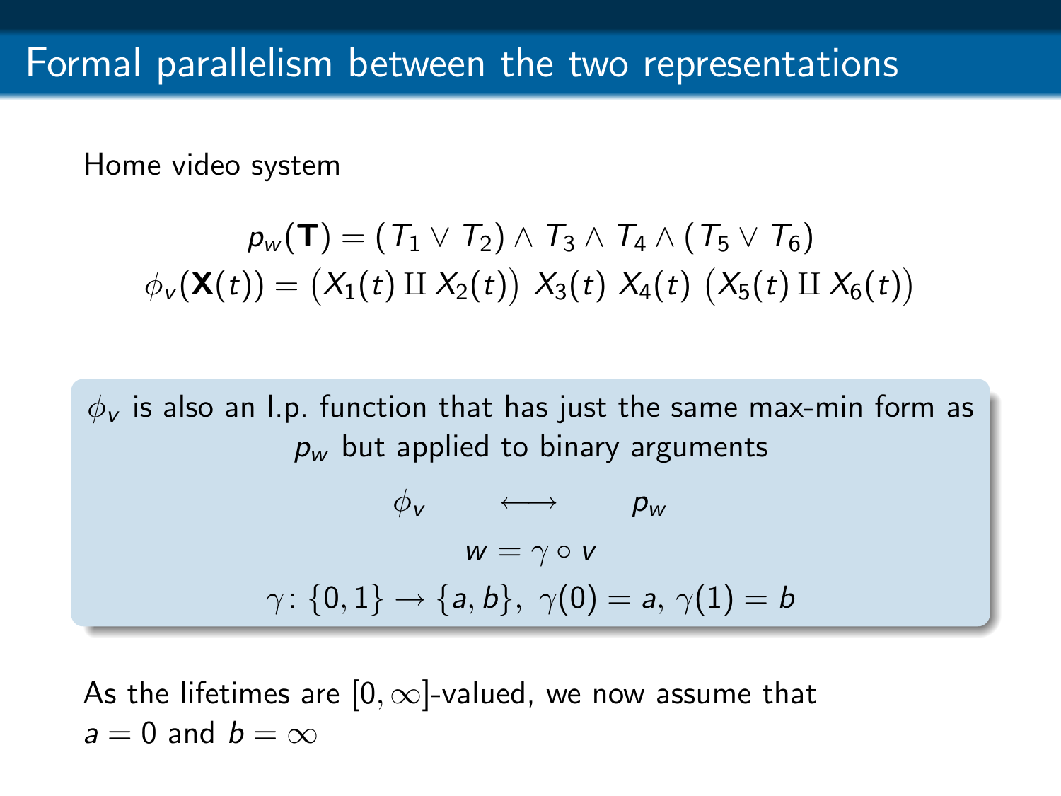# Formal parallelism between the two representations

Home video system

$$p_w(\mathbf{T}) = (T_1 \vee T_2) \wedge T_3 \wedge T_4 \wedge (T_5 \vee T_6)$$
$$\phi_v(\mathbf{X}(t)) = \big(X_1(t) \amalg X_2(t)\big)\; X_3(t)\; X_4(t)\; \big(X_5(t) \amalg X_6(t)\big)$$

$\phi_v$ is also an l.p. function that has just the same max-min form as $p_w$ but applied to binary arguments

$$\phi_v \quad \longleftrightarrow \quad p_w$$
$$w = \gamma \circ v$$
$$\gamma \colon \{0, 1\} \to \{a, b\},\ \gamma(0) = a,\ \gamma(1) = b$$

As the lifetimes are $[0, \infty]$-valued, we now assume that $a = 0$ and $b = \infty$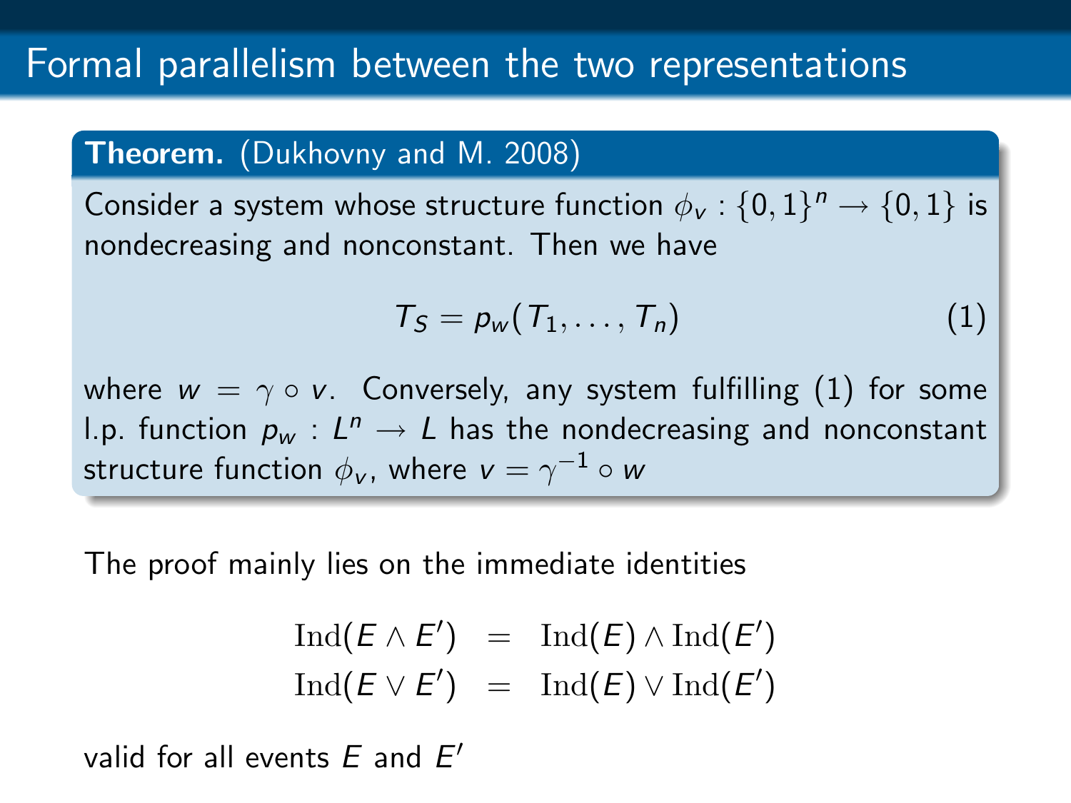# Formal parallelism between the two representations

**Theorem.** (Dukhovny and M. 2008)

Consider a system whose structure function $\phi_v : \{0,1\}^n \to \{0,1\}$ is nondecreasing and nonconstant. Then we have

$$T_S = p_w(T_1, \ldots, T_n) \tag{1}$$

where $w = \gamma \circ v$. Conversely, any system fulfilling (1) for some l.p. function $p_w : L^n \to L$ has the nondecreasing and nonconstant structure function $\phi_v$, where $v = \gamma^{-1} \circ w$

The proof mainly lies on the immediate identities

$$
\begin{aligned}
\mathrm{Ind}(E \wedge E') &= \mathrm{Ind}(E) \wedge \mathrm{Ind}(E') \\
\mathrm{Ind}(E \vee E') &= \mathrm{Ind}(E) \vee \mathrm{Ind}(E')
\end{aligned}
$$

valid for all events $E$ and $E'$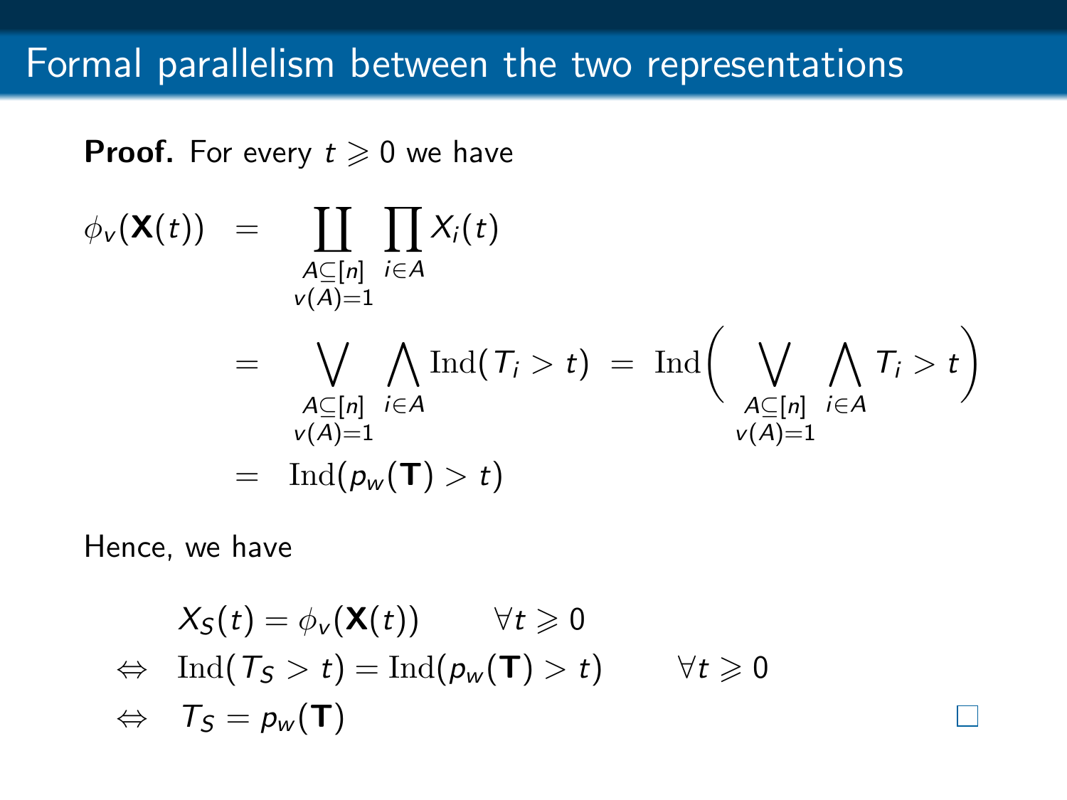## Formal parallelism between the two representations

**Proof.** For every $t \geqslant 0$ we have

$$
\begin{aligned}
\phi_v(\mathbf{X}(t)) &= \coprod_{\substack{A \subseteq [n] \\ v(A)=1}} \prod_{i \in A} X_i(t) \\
&= \bigvee_{\substack{A \subseteq [n] \\ v(A)=1}} \bigwedge_{i \in A} \mathrm{Ind}(T_i > t) \;=\; \mathrm{Ind}\Bigg( \bigvee_{\substack{A \subseteq [n] \\ v(A)=1}} \bigwedge_{i \in A} T_i > t \Bigg) \\
&= \mathrm{Ind}(p_w(\mathbf{T}) > t)
\end{aligned}
$$

Hence, we have

$$
\begin{aligned}
& X_S(t) = \phi_v(\mathbf{X}(t)) \qquad \forall t \geqslant 0 \\
\Leftrightarrow \quad & \mathrm{Ind}(T_S > t) = \mathrm{Ind}(p_w(\mathbf{T}) > t) \qquad \forall t \geqslant 0 \\
\Leftrightarrow \quad & T_S = p_w(\mathbf{T})
\end{aligned}
$$

□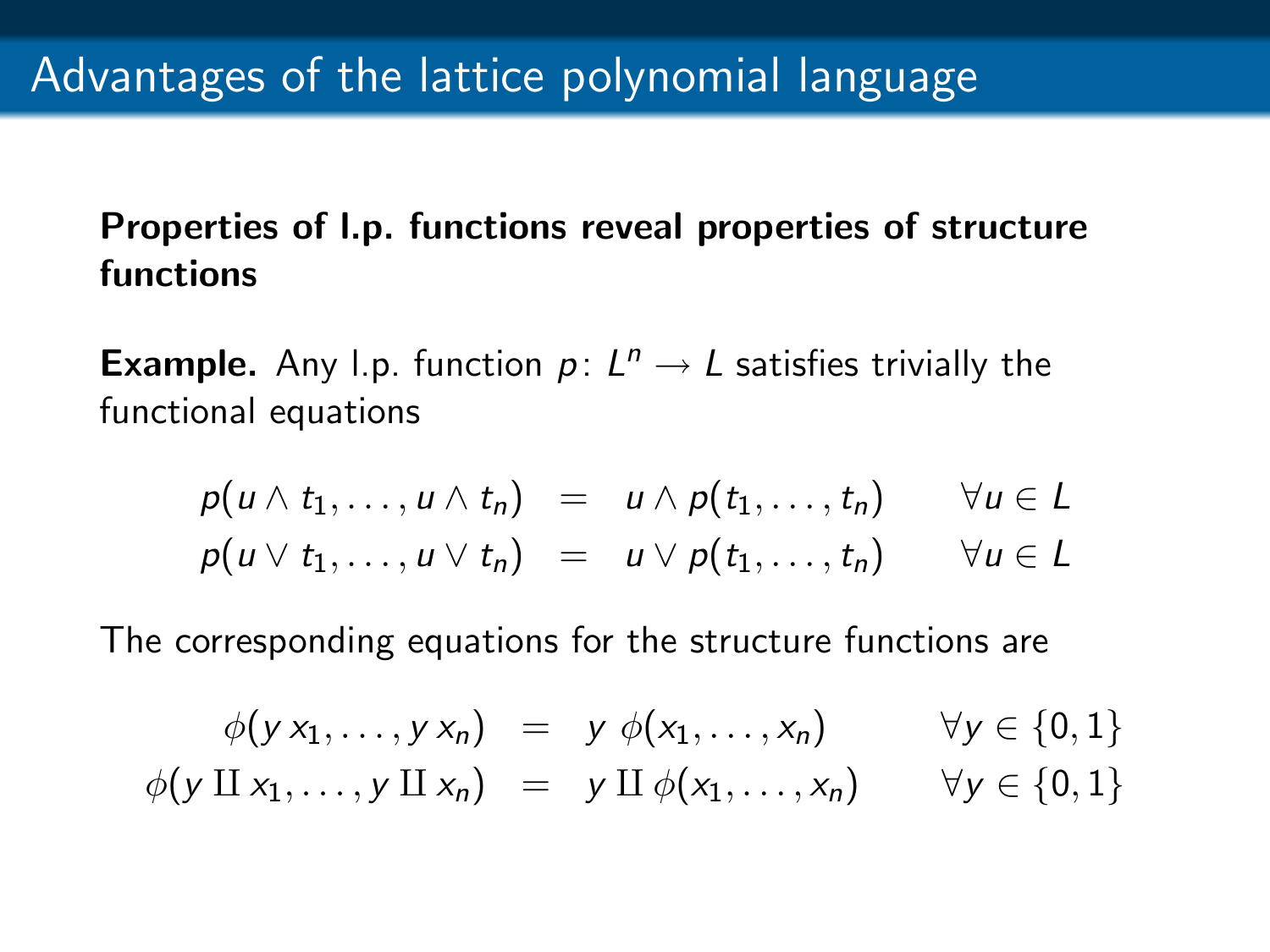# Advantages of the lattice polynomial language

**Properties of l.p. functions reveal properties of structure functions**

**Example.** Any l.p. function $p\colon L^n \to L$ satisfies trivially the functional equations

$$
\begin{aligned}
p(u \wedge t_1, \ldots, u \wedge t_n) &= u \wedge p(t_1, \ldots, t_n) \qquad \forall u \in L \\
p(u \vee t_1, \ldots, u \vee t_n) &= u \vee p(t_1, \ldots, t_n) \qquad \forall u \in L
\end{aligned}
$$

The corresponding equations for the structure functions are

$$
\begin{aligned}
\phi(y\, x_1, \ldots, y\, x_n) &= y\, \phi(x_1, \ldots, x_n) \qquad \forall y \in \{0,1\} \\
\phi(y \amalg x_1, \ldots, y \amalg x_n) &= y \amalg \phi(x_1, \ldots, x_n) \qquad \forall y \in \{0,1\}
\end{aligned}
$$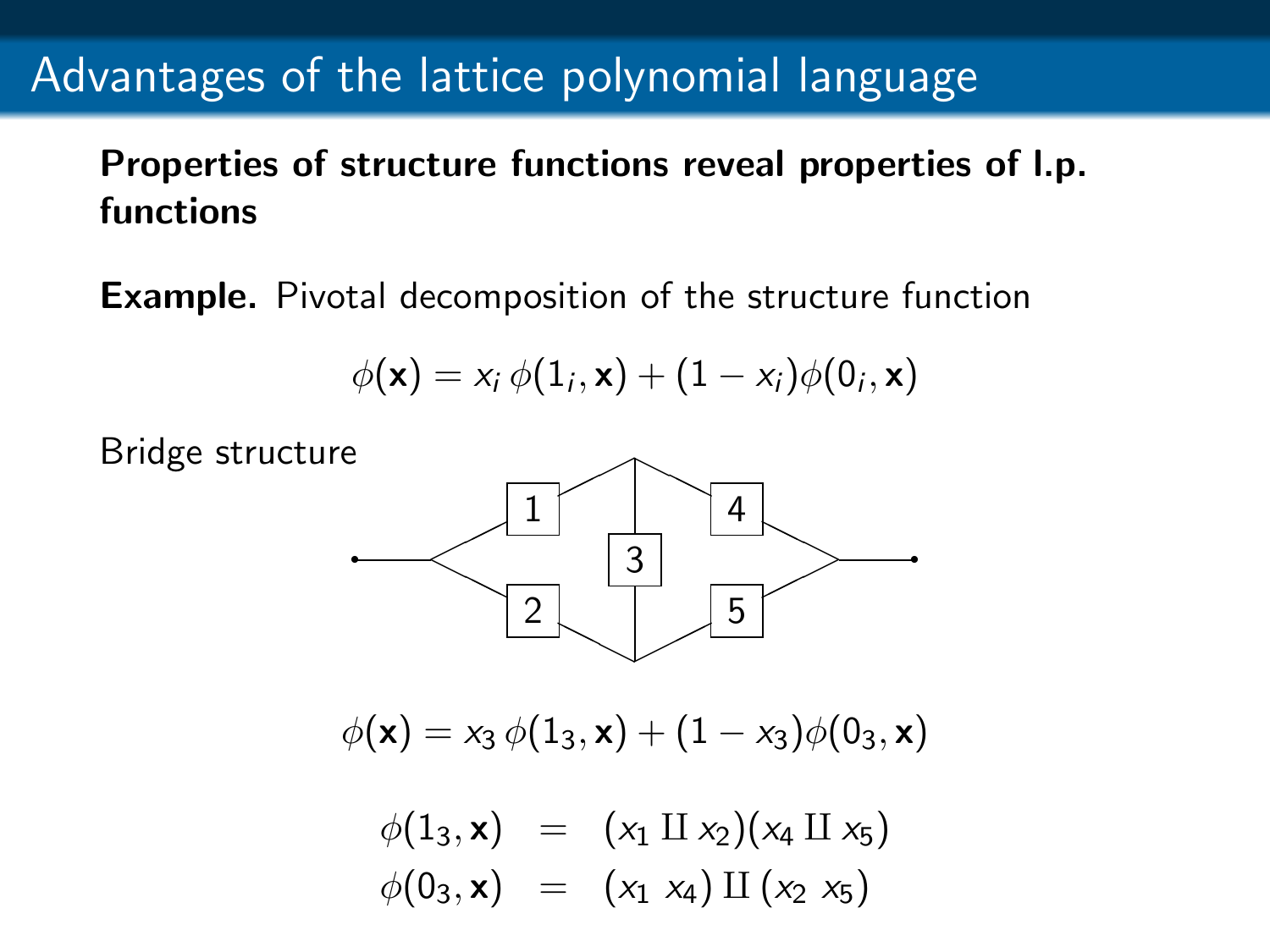# Advantages of the lattice polynomial language

**Properties of structure functions reveal properties of l.p. functions**

**Example.** Pivotal decomposition of the structure function

$$\phi(\mathbf{x}) = x_i\, \phi(1_i, \mathbf{x}) + (1 - x_i)\phi(0_i, \mathbf{x})$$

Bridge structure

$$\phi(\mathbf{x}) = x_3\, \phi(1_3, \mathbf{x}) + (1 - x_3)\phi(0_3, \mathbf{x})$$

$$\begin{aligned} \phi(1_3, \mathbf{x}) &= (x_1 \amalg x_2)(x_4 \amalg x_5) \\ \phi(0_3, \mathbf{x}) &= (x_1\ x_4) \amalg (x_2\ x_5) \end{aligned}$$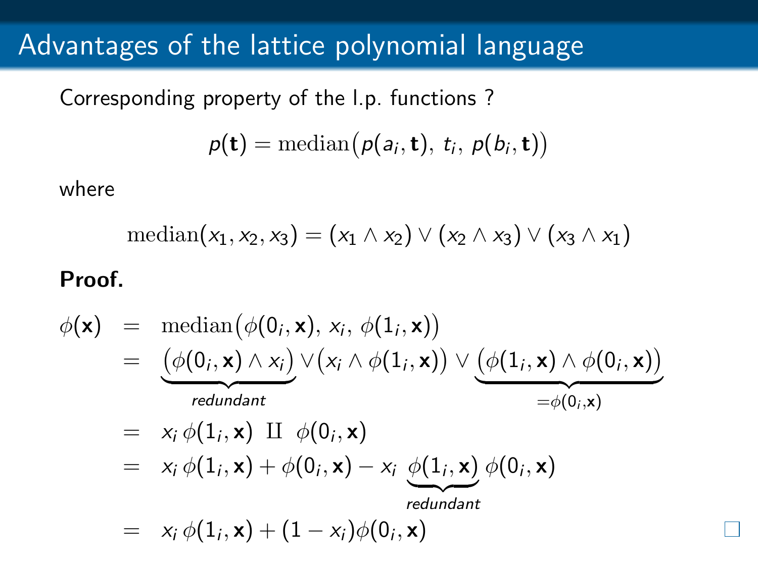# Advantages of the lattice polynomial language

Corresponding property of the l.p. functions ?

$$p(\mathbf{t}) = \mathrm{median}\big(p(a_i, \mathbf{t}),\ t_i,\ p(b_i, \mathbf{t})\big)$$

where

$$\mathrm{median}(x_1, x_2, x_3) = (x_1 \wedge x_2) \vee (x_2 \wedge x_3) \vee (x_3 \wedge x_1)$$

**Proof.**

$$
\begin{aligned}
\phi(\mathbf{x}) &= \mathrm{median}\big(\phi(0_i, \mathbf{x}),\ x_i,\ \phi(1_i, \mathbf{x})\big) \\
&= \underbrace{\big(\phi(0_i, \mathbf{x}) \wedge x_i\big)}_{\textit{redundant}} \vee \big(x_i \wedge \phi(1_i, \mathbf{x})\big) \vee \underbrace{\big(\phi(1_i, \mathbf{x}) \wedge \phi(0_i, \mathbf{x})\big)}_{=\phi(0_i, \mathbf{x})} \\
&= x_i\, \phi(1_i, \mathbf{x}) \ \amalg\ \phi(0_i, \mathbf{x}) \\
&= x_i\, \phi(1_i, \mathbf{x}) + \phi(0_i, \mathbf{x}) - x_i\, \underbrace{\phi(1_i, \mathbf{x})}_{\textit{redundant}}\, \phi(0_i, \mathbf{x}) \\
&= x_i\, \phi(1_i, \mathbf{x}) + (1 - x_i)\phi(0_i, \mathbf{x})
\end{aligned}
$$

□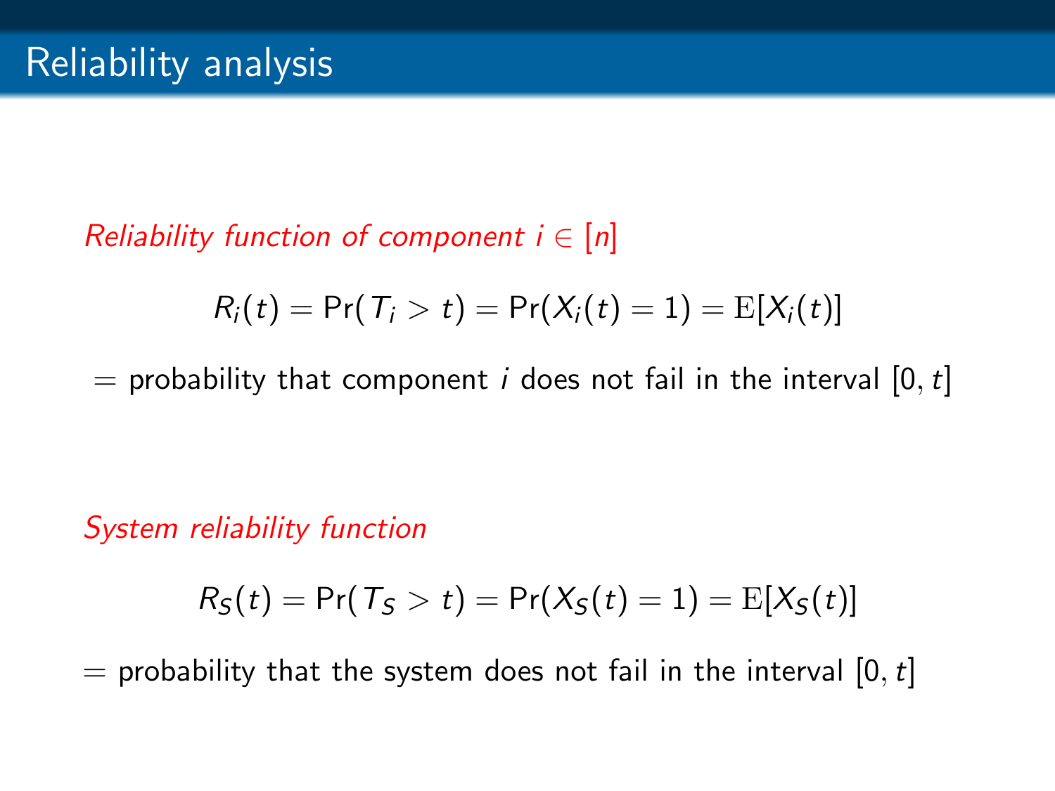# Reliability analysis

*Reliability function of component $i \in [n]$*

$$R_i(t) = \Pr(T_i > t) = \Pr(X_i(t) = 1) = \mathrm{E}[X_i(t)]$$

= probability that component $i$ does not fail in the interval $[0, t]$

*System reliability function*

$$R_S(t) = \Pr(T_S > t) = \Pr(X_S(t) = 1) = \mathrm{E}[X_S(t)]$$

= probability that the system does not fail in the interval $[0, t]$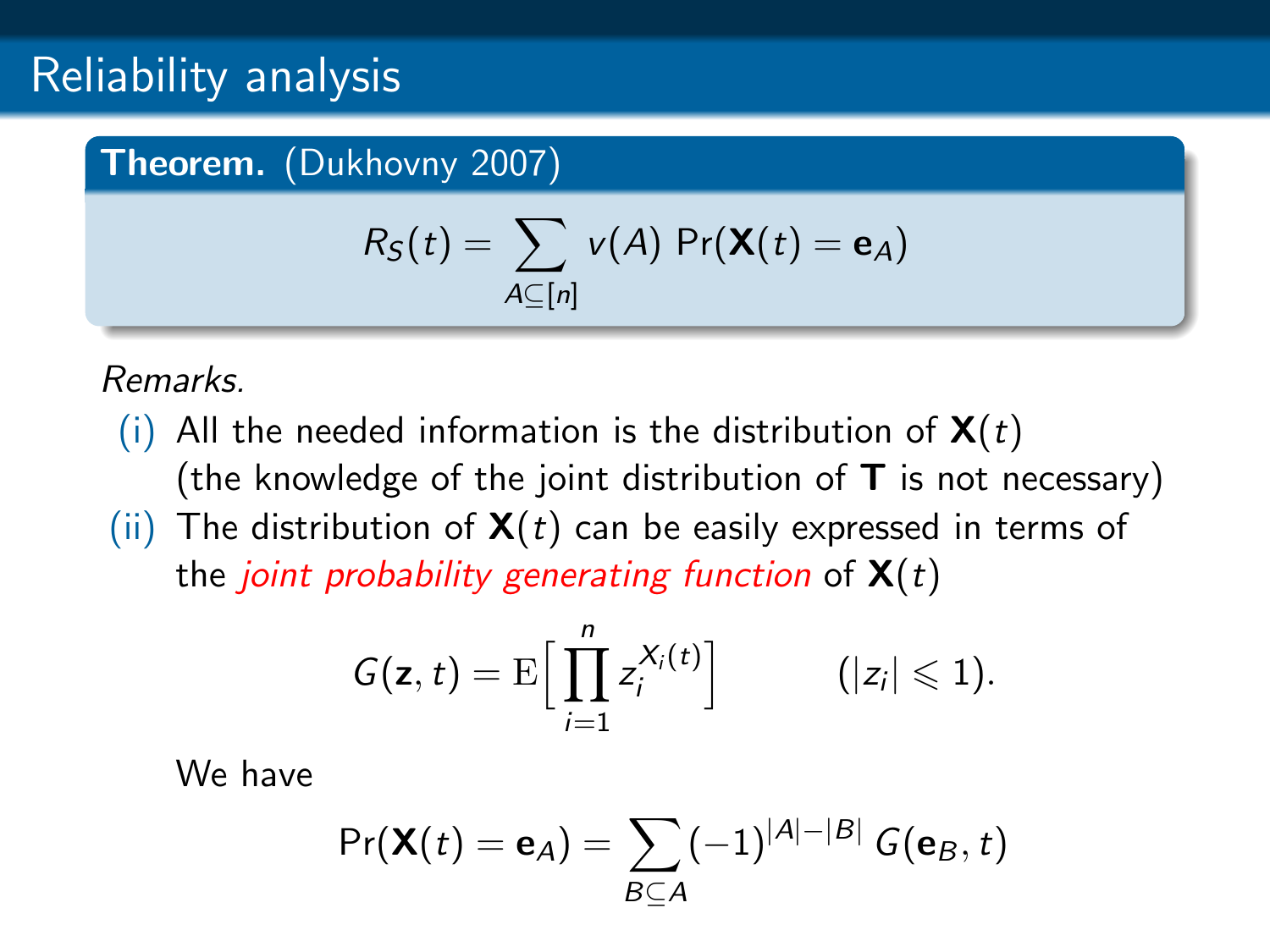# Reliability analysis

**Theorem.** (Dukhovny 2007)

$$R_S(t) = \sum_{A \subseteq [n]} v(A) \, \Pr(\mathbf{X}(t) = \mathbf{e}_A)$$

*Remarks.*

(i) All the needed information is the distribution of $\mathbf{X}(t)$ (the knowledge of the joint distribution of $\mathbf{T}$ is not necessary)

(ii) The distribution of $\mathbf{X}(t)$ can be easily expressed in terms of the *joint probability generating function* of $\mathbf{X}(t)$

$$G(\mathbf{z}, t) = \mathrm{E}\Big[ \prod_{i=1}^{n} z_i^{X_i(t)} \Big] \qquad (|z_i| \leqslant 1).$$

We have

$$\Pr(\mathbf{X}(t) = \mathbf{e}_A) = \sum_{B \subseteq A} (-1)^{|A|-|B|} \, G(\mathbf{e}_B, t)$$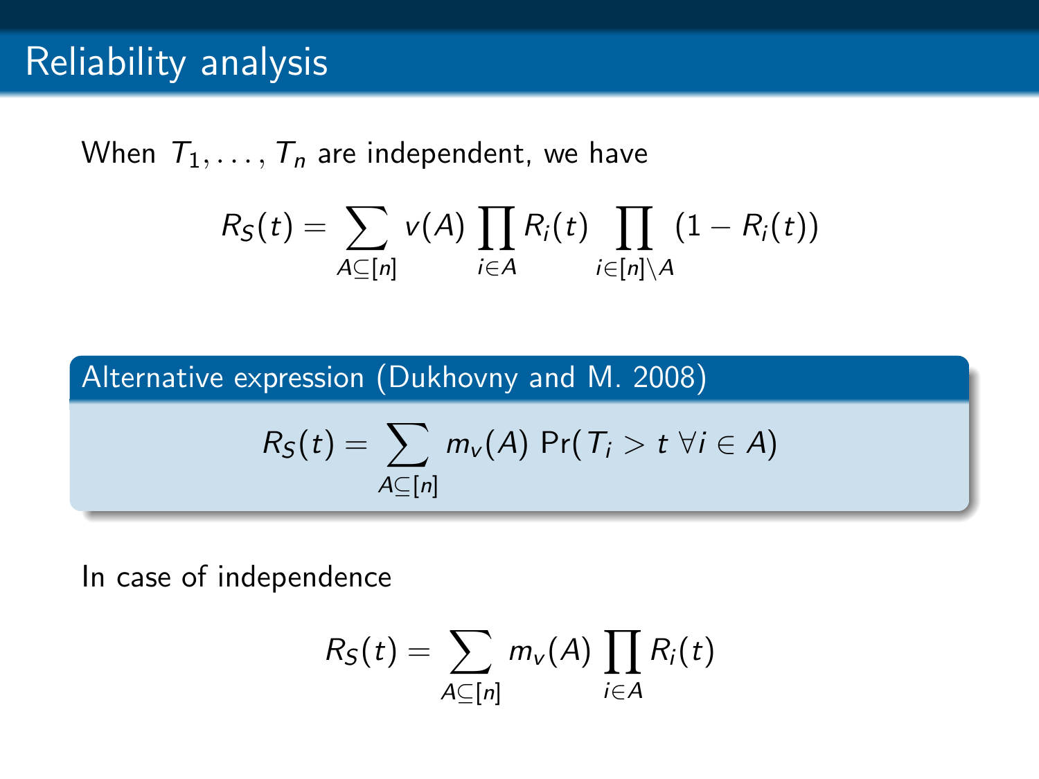# Reliability analysis

When $T_1, \ldots, T_n$ are independent, we have

$$R_S(t) = \sum_{A \subseteq [n]} v(A) \prod_{i \in A} R_i(t) \prod_{i \in [n] \setminus A} (1 - R_i(t))$$

**Alternative expression (Dukhovny and M. 2008)**

$$R_S(t) = \sum_{A \subseteq [n]} m_v(A) \Pr(T_i > t \ \forall i \in A)$$

In case of independence

$$R_S(t) = \sum_{A \subseteq [n]} m_v(A) \prod_{i \in A} R_i(t)$$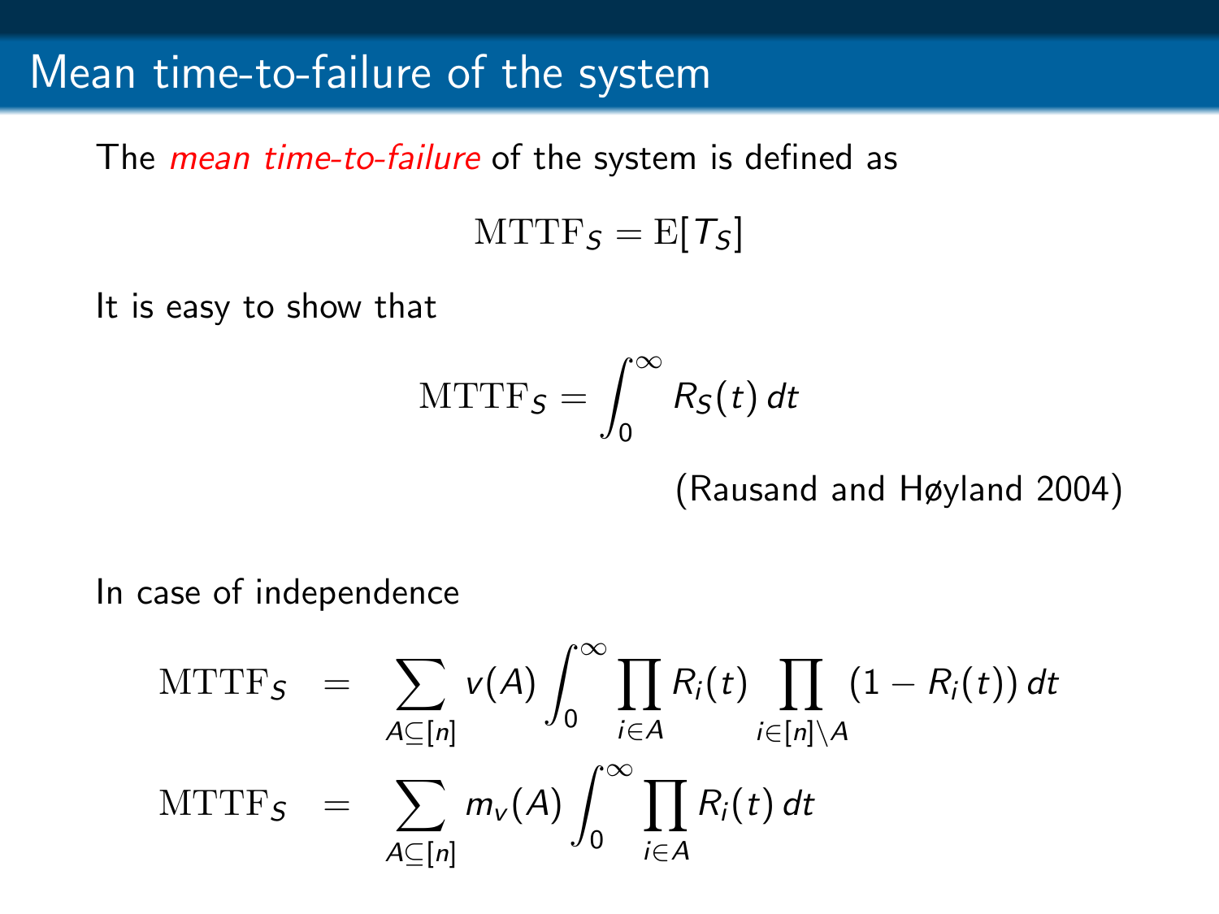# Mean time-to-failure of the system

The *mean time-to-failure* of the system is defined as

$$\mathrm{MTTF}_S = \mathrm{E}[T_S]$$

It is easy to show that

$$\mathrm{MTTF}_S = \int_0^\infty R_S(t)\, dt$$

(Rausand and Høyland 2004)

In case of independence

$$\mathrm{MTTF}_S = \sum_{A \subseteq [n]} v(A) \int_0^\infty \prod_{i \in A} R_i(t) \prod_{i \in [n] \setminus A} (1 - R_i(t))\, dt$$

$$\mathrm{MTTF}_S = \sum_{A \subseteq [n]} m_v(A) \int_0^\infty \prod_{i \in A} R_i(t)\, dt$$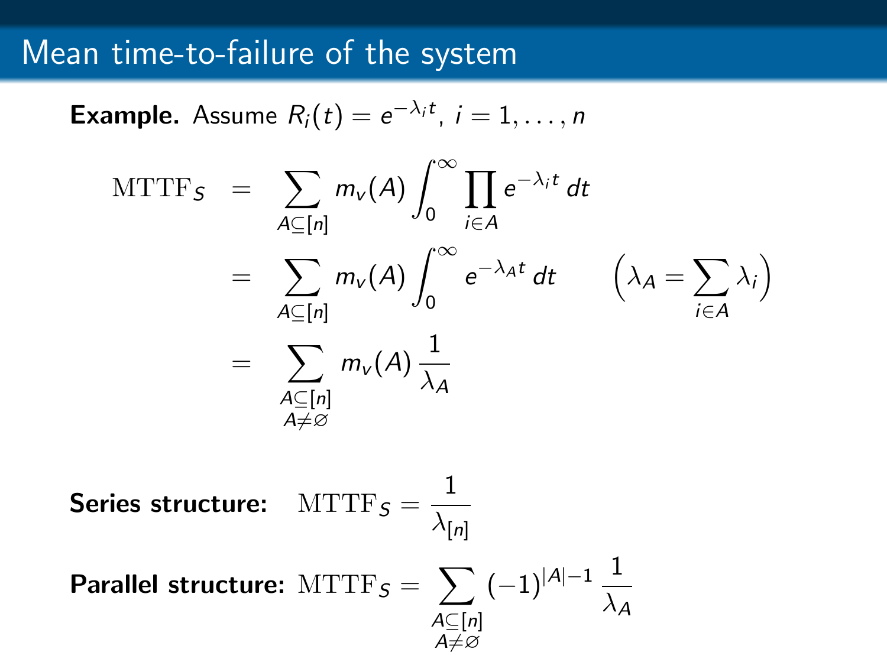# Mean time-to-failure of the system

**Example.** Assume $R_i(t) = e^{-\lambda_i t}$, $i = 1, \ldots, n$

$$
\begin{aligned}
\mathrm{MTTF}_S &= \sum_{A \subseteq [n]} m_v(A) \int_0^\infty \prod_{i \in A} e^{-\lambda_i t}\, dt \\
&= \sum_{A \subseteq [n]} m_v(A) \int_0^\infty e^{-\lambda_A t}\, dt \qquad \Big(\lambda_A = \sum_{i \in A} \lambda_i\Big) \\
&= \sum_{\substack{A \subseteq [n] \\ A \neq \varnothing}} m_v(A)\, \frac{1}{\lambda_A}
\end{aligned}
$$

**Series structure:** $\mathrm{MTTF}_S = \dfrac{1}{\lambda_{[n]}}$

**Parallel structure:** $\mathrm{MTTF}_S = \displaystyle\sum_{\substack{A \subseteq [n] \\ A \neq \varnothing}} (-1)^{|A|-1}\, \frac{1}{\lambda_A}$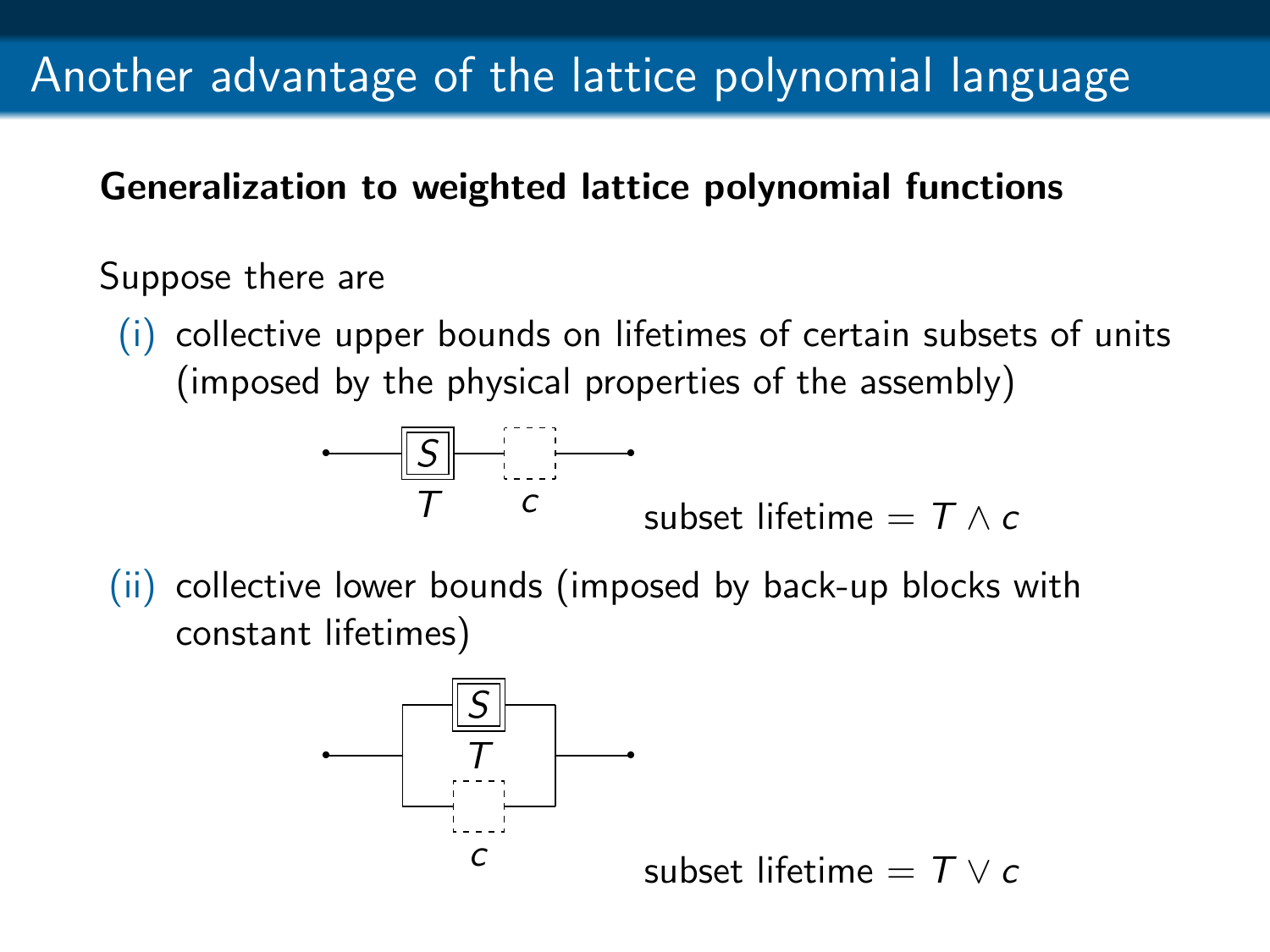# Another advantage of the lattice polynomial language

**Generalization to weighted lattice polynomial functions**

Suppose there are

(i) collective upper bounds on lifetimes of certain subsets of units (imposed by the physical properties of the assembly)

subset lifetime $= T \wedge c$

(ii) collective lower bounds (imposed by back-up blocks with constant lifetimes)

subset lifetime $= T \vee c$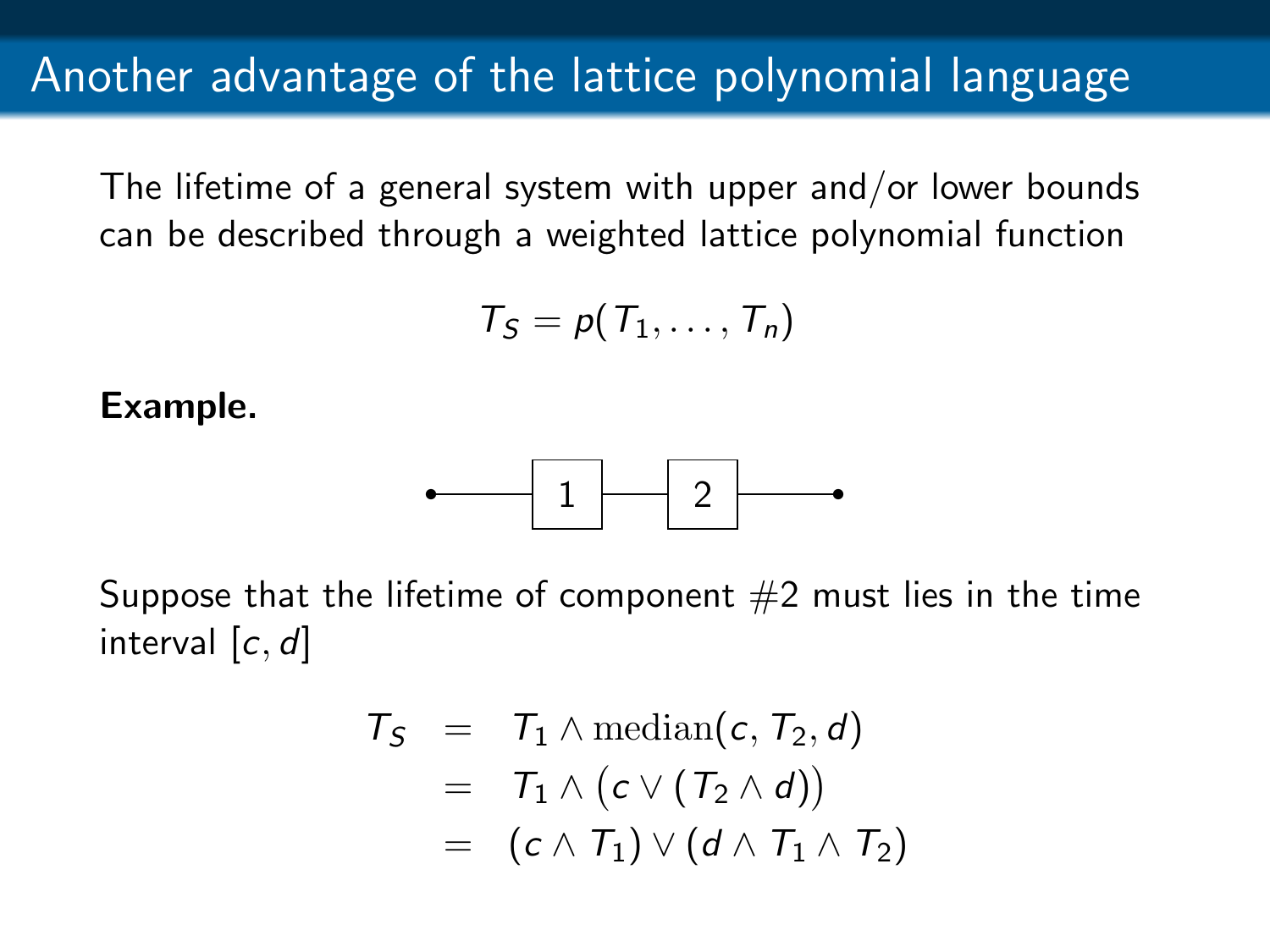# Another advantage of the lattice polynomial language

The lifetime of a general system with upper and/or lower bounds can be described through a weighted lattice polynomial function

$$T_S = p(T_1, \ldots, T_n)$$

**Example.**

•——[ 1 ]——[ 2 ]——•

Suppose that the lifetime of component #2 must lies in the time interval $[c, d]$

$$\begin{aligned} T_S &= T_1 \wedge \mathrm{median}(c, T_2, d) \\ &= T_1 \wedge \big(c \vee (T_2 \wedge d)\big) \\ &= (c \wedge T_1) \vee (d \wedge T_1 \wedge T_2) \end{aligned}$$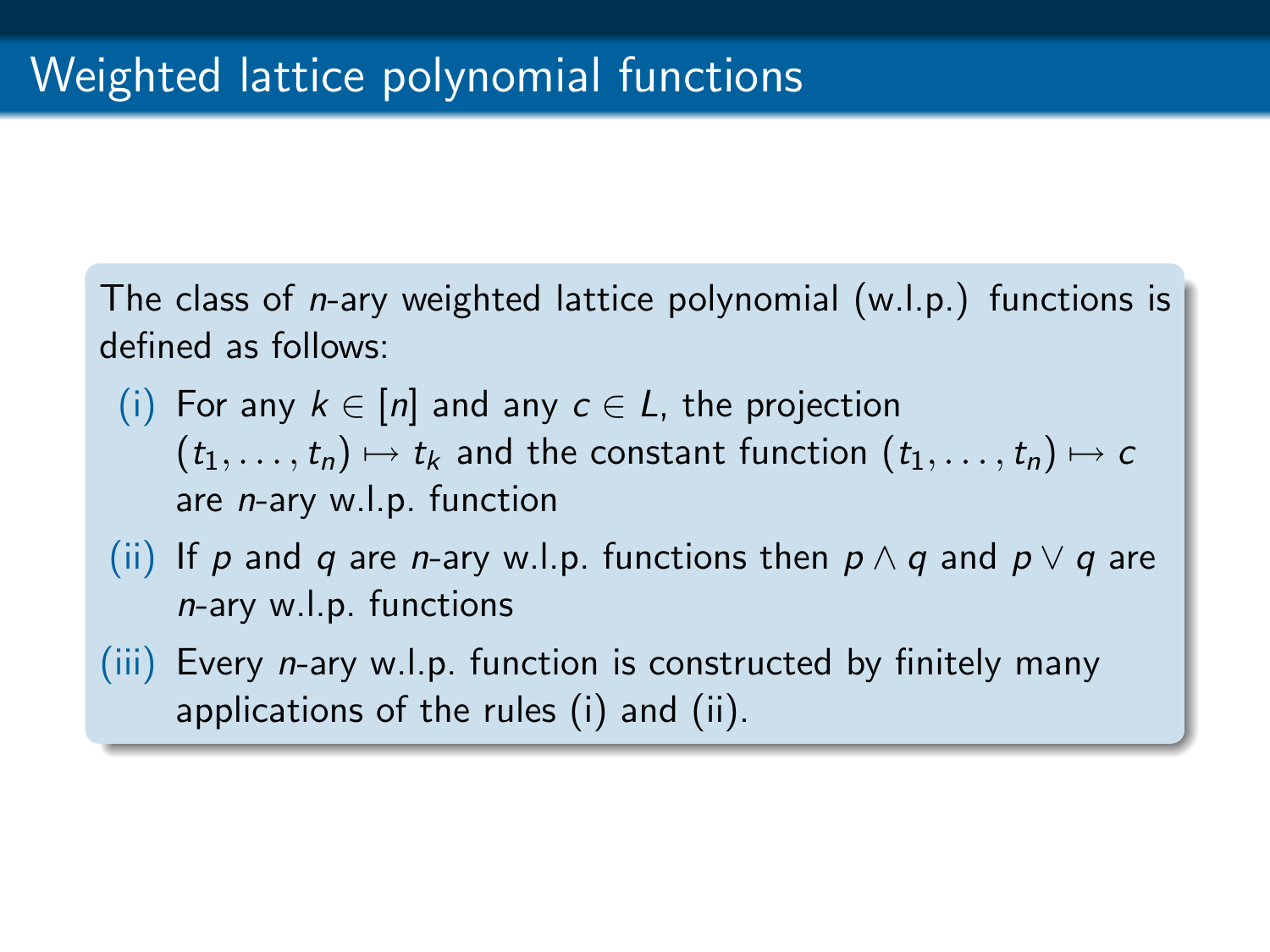# Weighted lattice polynomial functions

The class of $n$-ary weighted lattice polynomial (w.l.p.) functions is defined as follows:

(i) For any $k \in [n]$ and any $c \in L$, the projection $(t_1, \ldots, t_n) \mapsto t_k$ and the constant function $(t_1, \ldots, t_n) \mapsto c$ are $n$-ary w.l.p. function

(ii) If $p$ and $q$ are $n$-ary w.l.p. functions then $p \wedge q$ and $p \vee q$ are $n$-ary w.l.p. functions

(iii) Every $n$-ary w.l.p. function is constructed by finitely many applications of the rules (i) and (ii).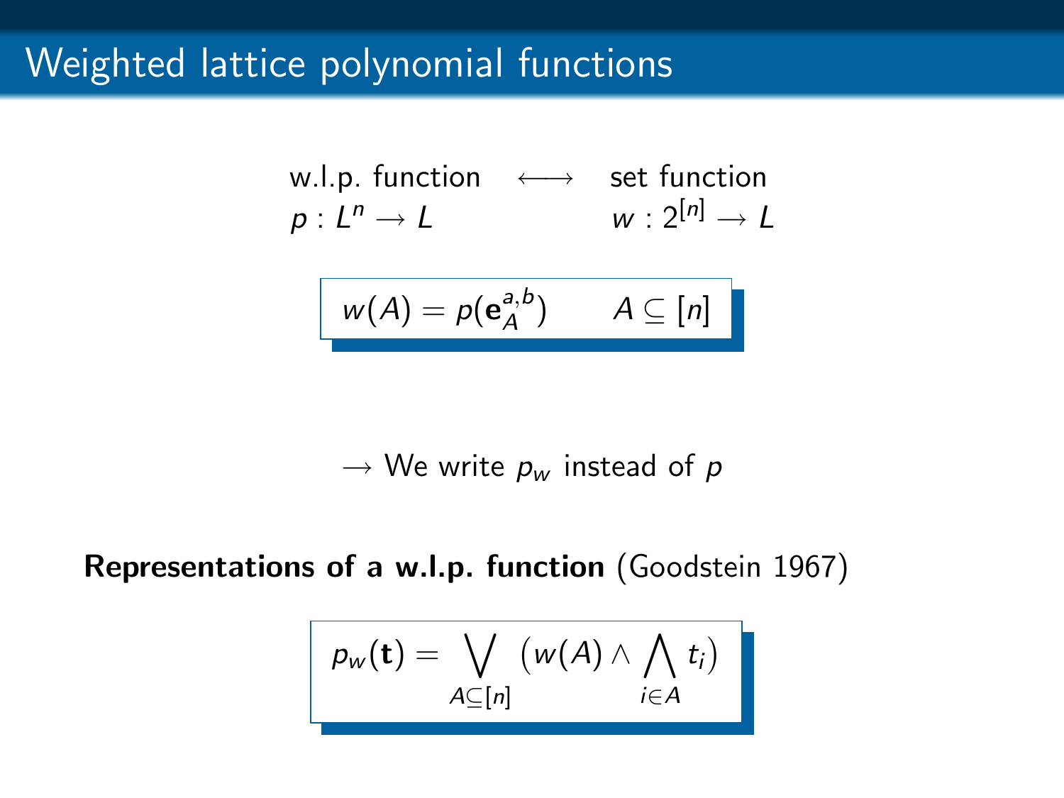# Weighted lattice polynomial functions

$$\begin{array}{ccc} \text{w.l.p. function} & \longleftrightarrow & \text{set function} \\ p : L^n \to L & & w : 2^{[n]} \to L \end{array}$$

$$w(A) = p(\mathbf{e}_A^{a,b}) \qquad A \subseteq [n]$$

$\rightarrow$ We write $p_w$ instead of $p$

**Representations of a w.l.p. function** (Goodstein 1967)

$$p_w(\mathbf{t}) = \bigvee_{A \subseteq [n]} \Big( w(A) \wedge \bigwedge_{i \in A} t_i \Big)$$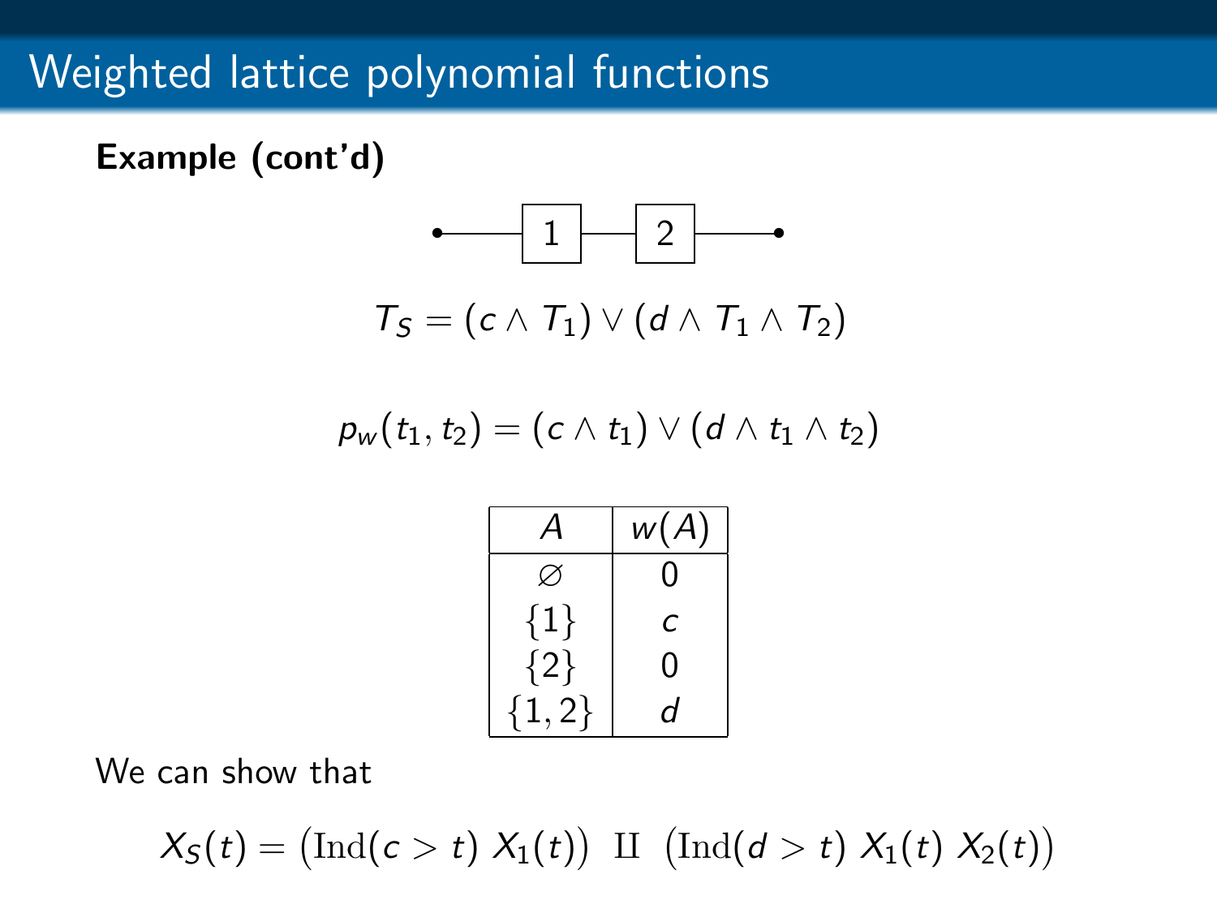# Weighted lattice polynomial functions

**Example (cont'd)**

$$T_S = (c \wedge T_1) \vee (d \wedge T_1 \wedge T_2)$$

$$p_w(t_1, t_2) = (c \wedge t_1) \vee (d \wedge t_1 \wedge t_2)$$

| $A$ | $w(A)$ |
|---|---|
| $\varnothing$ | 0 |
| $\{1\}$ | $c$ |
| $\{2\}$ | 0 |
| $\{1,2\}$ | $d$ |

We can show that

$$X_S(t) = \big(\mathrm{Ind}(c > t)\; X_1(t)\big) \;\amalg\; \big(\mathrm{Ind}(d > t)\; X_1(t)\; X_2(t)\big)$$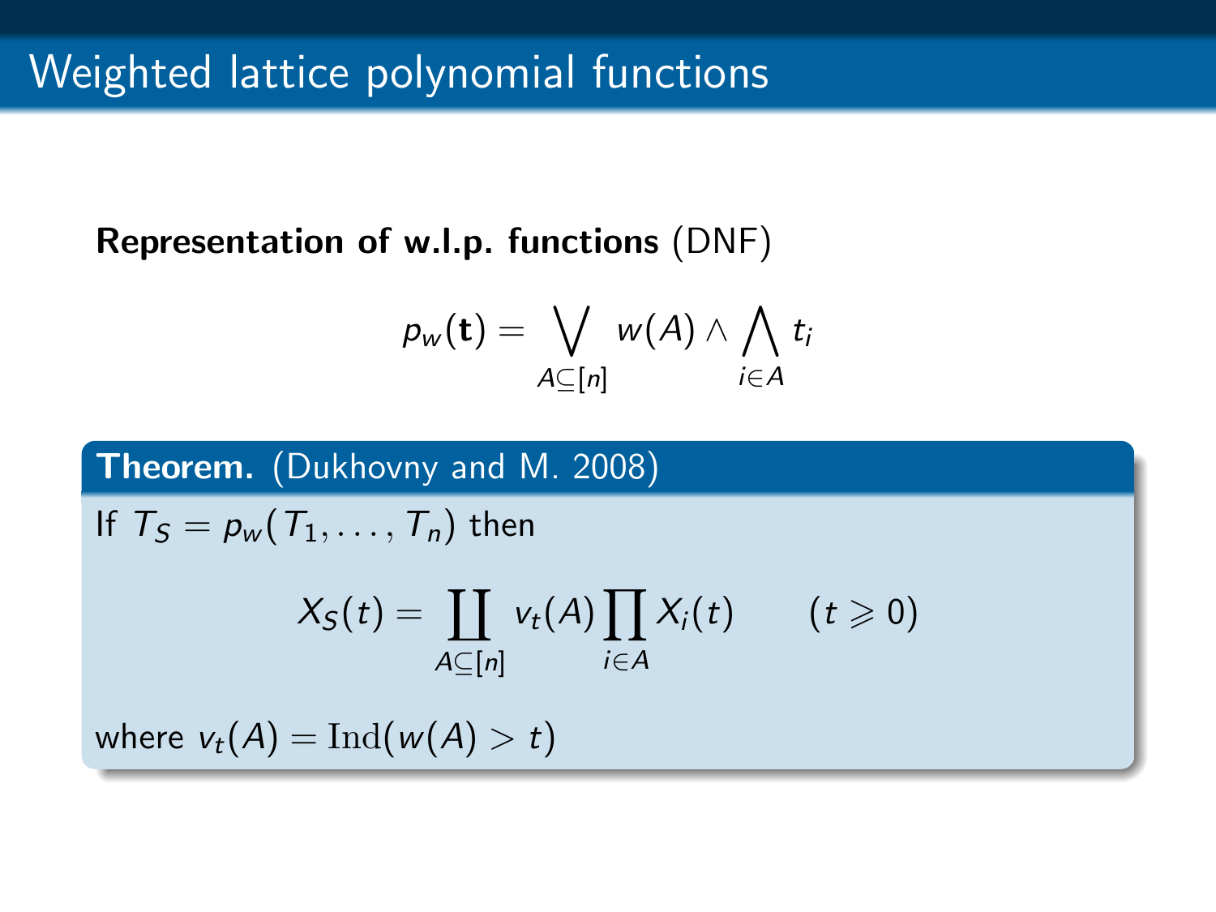# Weighted lattice polynomial functions

**Representation of w.l.p. functions** (DNF)

$$p_w(\mathbf{t}) = \bigvee_{A \subseteq [n]} w(A) \wedge \bigwedge_{i \in A} t_i$$

**Theorem.** (Dukhovny and M. 2008)

If $T_S = p_w(T_1, \ldots, T_n)$ then

$$X_S(t) = \coprod_{A \subseteq [n]} v_t(A) \prod_{i \in A} X_i(t) \qquad (t \geqslant 0)$$

where $v_t(A) = \mathrm{Ind}(w(A) > t)$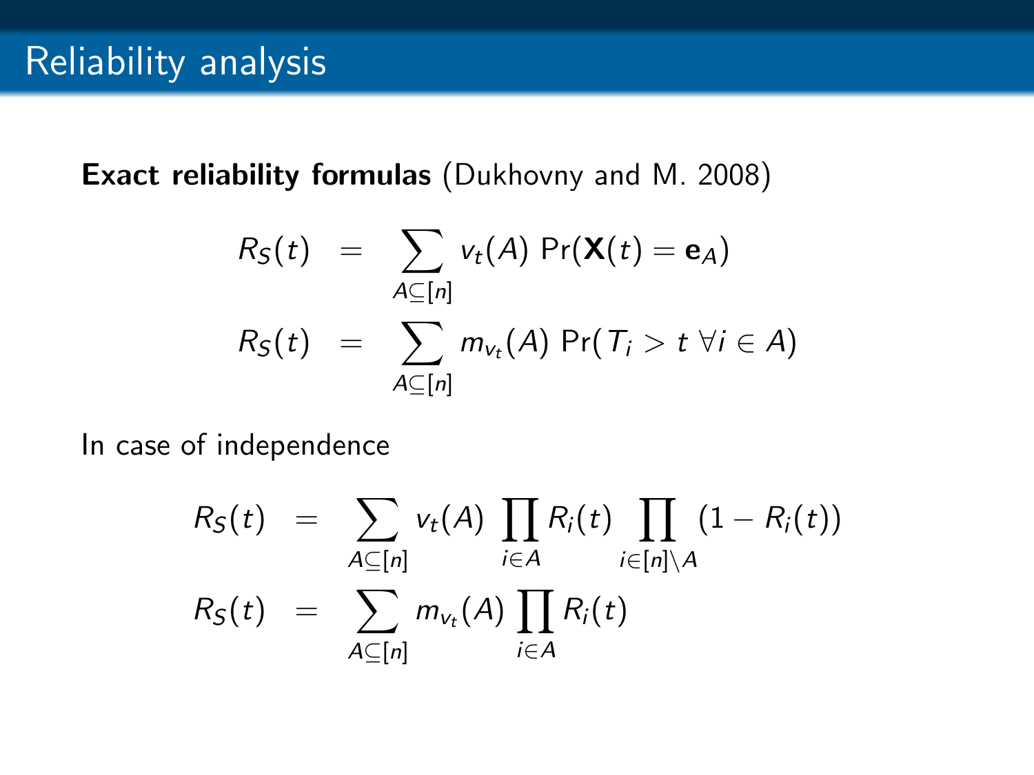# Reliability analysis

**Exact reliability formulas** (Dukhovny and M. 2008)

$$
\begin{aligned}
R_S(t) &= \sum_{A\subseteq[n]} v_t(A)\,\Pr(\mathbf{X}(t)=\mathbf{e}_A)\\
R_S(t) &= \sum_{A\subseteq[n]} m_{v_t}(A)\,\Pr(T_i > t\ \forall i\in A)
\end{aligned}
$$

In case of independence

$$
\begin{aligned}
R_S(t) &= \sum_{A\subseteq[n]} v_t(A)\prod_{i\in A} R_i(t)\prod_{i\in[n]\setminus A}(1-R_i(t))\\
R_S(t) &= \sum_{A\subseteq[n]} m_{v_t}(A)\prod_{i\in A} R_i(t)
\end{aligned}
$$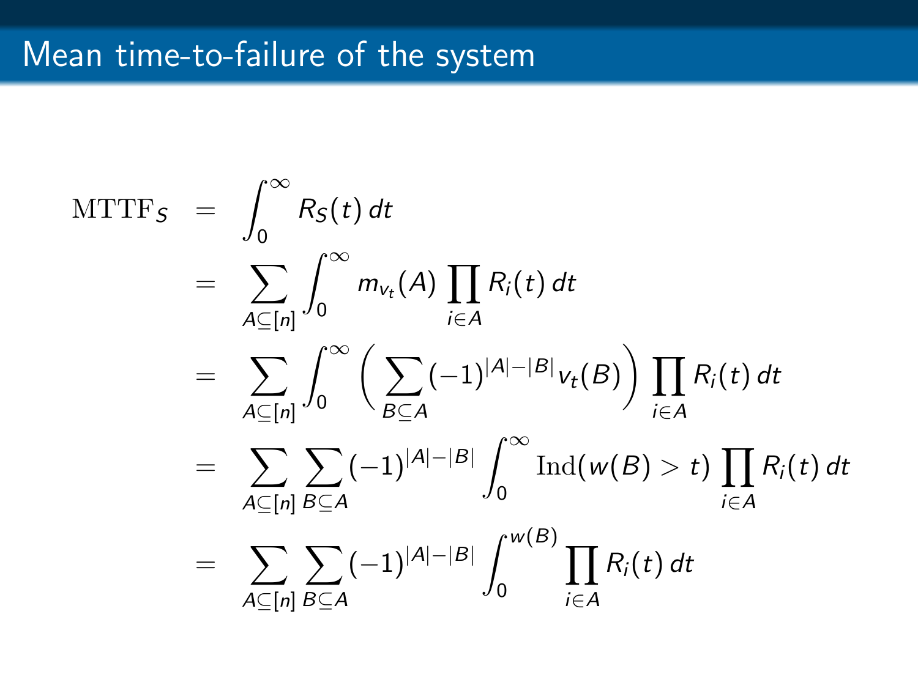# Mean time-to-failure of the system

$$
\begin{aligned}
\mathrm{MTTF}_S &= \int_0^\infty R_S(t)\, dt \\
&= \sum_{A \subseteq [n]} \int_0^\infty m_{v_t}(A) \prod_{i \in A} R_i(t)\, dt \\
&= \sum_{A \subseteq [n]} \int_0^\infty \Big( \sum_{B \subseteq A} (-1)^{|A|-|B|} v_t(B) \Big) \prod_{i \in A} R_i(t)\, dt \\
&= \sum_{A \subseteq [n]} \sum_{B \subseteq A} (-1)^{|A|-|B|} \int_0^\infty \mathrm{Ind}(w(B) > t) \prod_{i \in A} R_i(t)\, dt \\
&= \sum_{A \subseteq [n]} \sum_{B \subseteq A} (-1)^{|A|-|B|} \int_0^{w(B)} \prod_{i \in A} R_i(t)\, dt
\end{aligned}
$$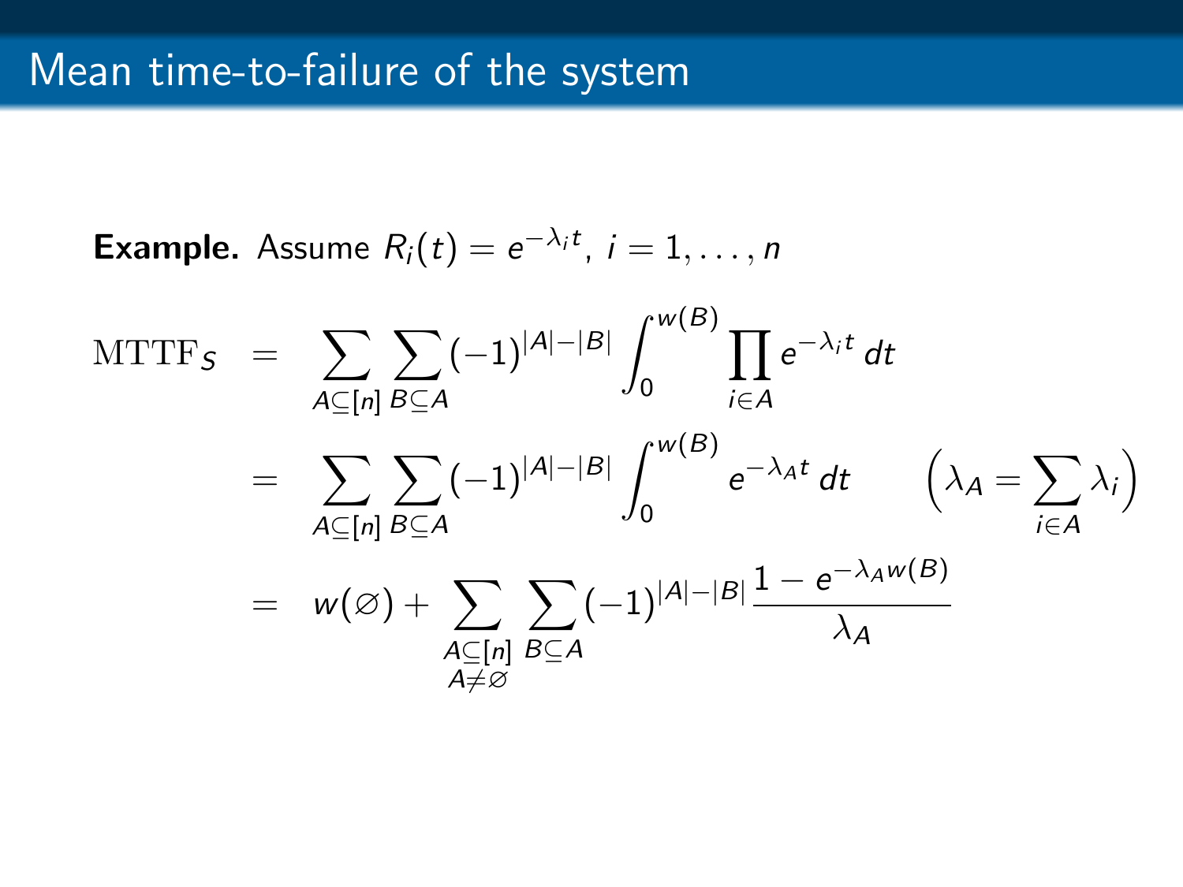# Mean time-to-failure of the system

**Example.** Assume $R_i(t) = e^{-\lambda_i t}$, $i = 1, \ldots, n$

$$
\begin{aligned}
\mathrm{MTTF}_S &= \sum_{A \subseteq [n]} \sum_{B \subseteq A} (-1)^{|A|-|B|} \int_0^{w(B)} \prod_{i \in A} e^{-\lambda_i t}\, dt \\
&= \sum_{A \subseteq [n]} \sum_{B \subseteq A} (-1)^{|A|-|B|} \int_0^{w(B)} e^{-\lambda_A t}\, dt \qquad \Big(\lambda_A = \sum_{i \in A} \lambda_i\Big) \\
&= w(\varnothing) + \sum_{\substack{A \subseteq [n] \\ A \neq \varnothing}} \sum_{B \subseteq A} (-1)^{|A|-|B|} \frac{1 - e^{-\lambda_A w(B)}}{\lambda_A}
\end{aligned}
$$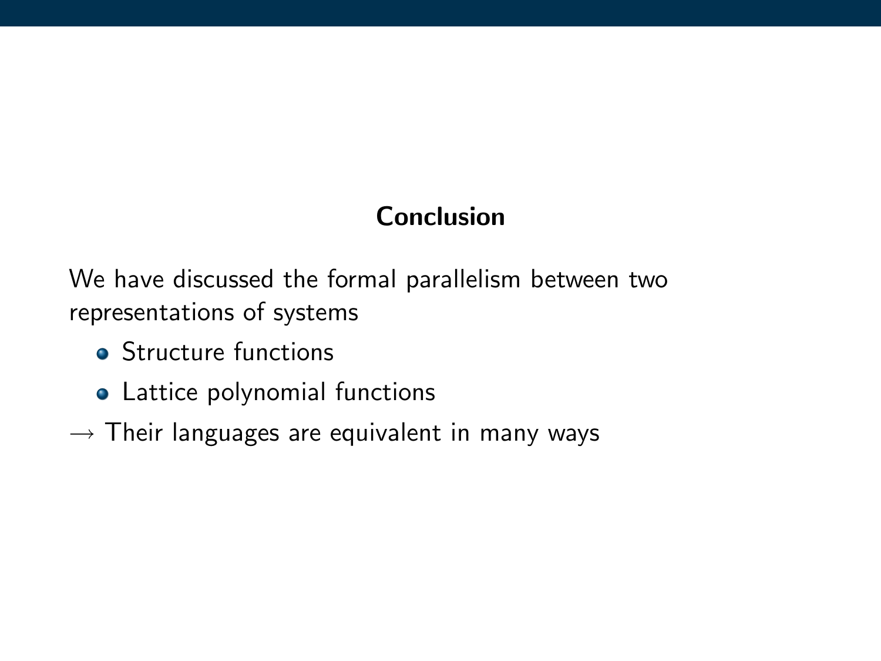## Conclusion

We have discussed the formal parallelism between two representations of systems

- Structure functions
- Lattice polynomial functions

$\rightarrow$ Their languages are equivalent in many ways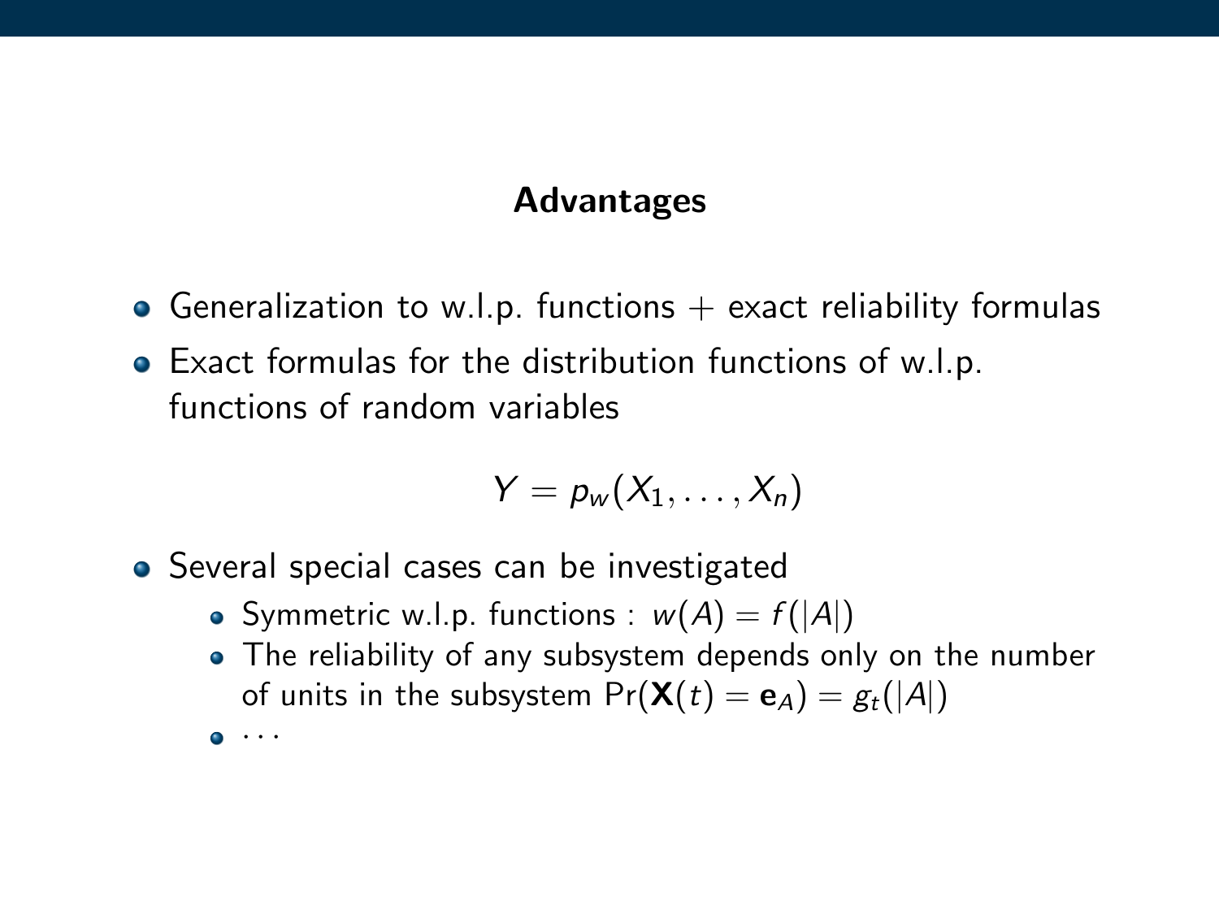## Advantages

- Generalization to w.l.p. functions + exact reliability formulas
- Exact formulas for the distribution functions of w.l.p. functions of random variables

$$Y = p_w(X_1, \ldots, X_n)$$

- Several special cases can be investigated
  - Symmetric w.l.p. functions : $w(A) = f(|A|)$
  - The reliability of any subsystem depends only on the number of units in the subsystem $\Pr(\mathbf{X}(t) = \mathbf{e}_A) = g_t(|A|)$
  - $\cdots$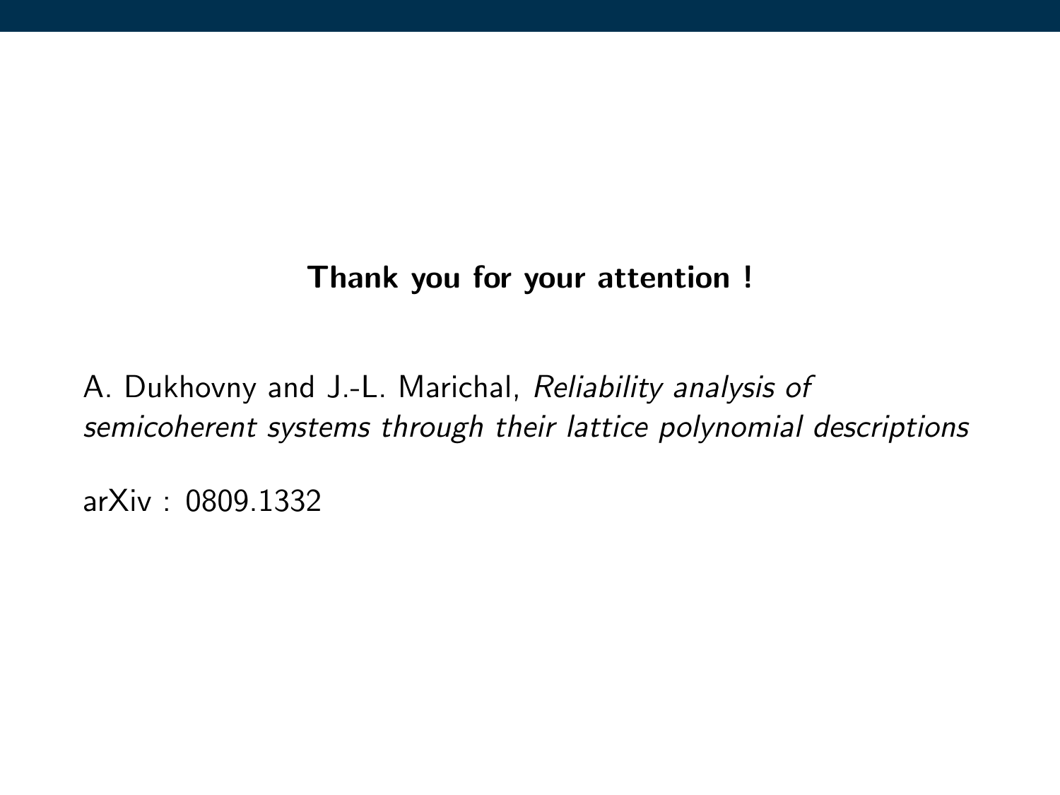**Thank you for your attention !**

A. Dukhovny and J.-L. Marichal, *Reliability analysis of semicoherent systems through their lattice polynomial descriptions*

arXiv : 0809.1332